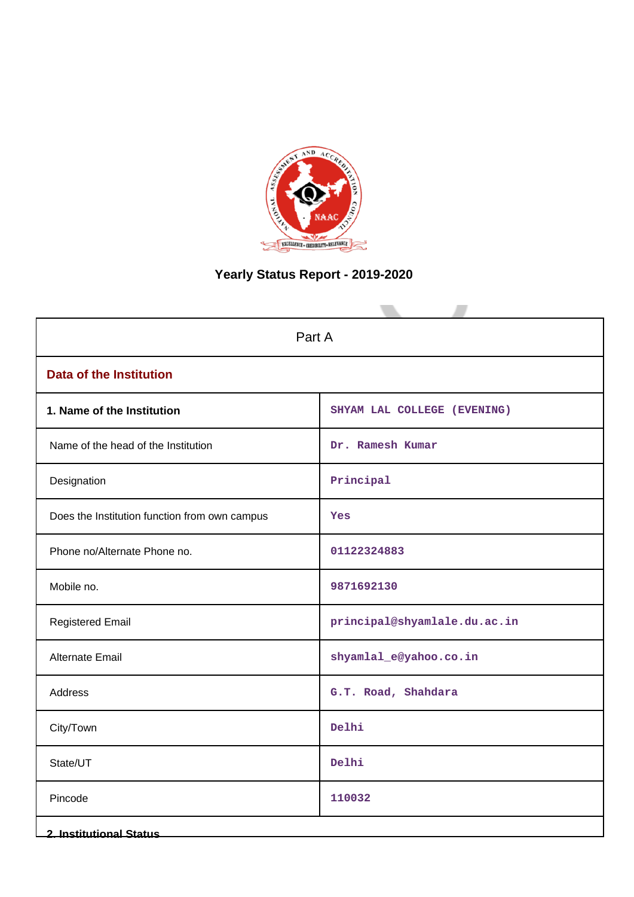# Yearly Status Report - 2019-2020

| Part A | |
|---|---|
| **Data of the Institution** | |
| **1. Name of the Institution** | SHYAM LAL COLLEGE (EVENING) |
| Name of the head of the Institution | Dr. Ramesh Kumar |
| Designation | Principal |
| Does the Institution function from own campus | Yes |
| Phone no/Alternate Phone no. | 01122324883 |
| Mobile no. | 9871692130 |
| Registered Email | principal@shyamlale.du.ac.in |
| Alternate Email | shyamlal_e@yahoo.co.in |
| Address | G.T. Road, Shahdara |
| City/Town | Delhi |
| State/UT | Delhi |
| Pincode | 110032 |
| **2. Institutional Status** | |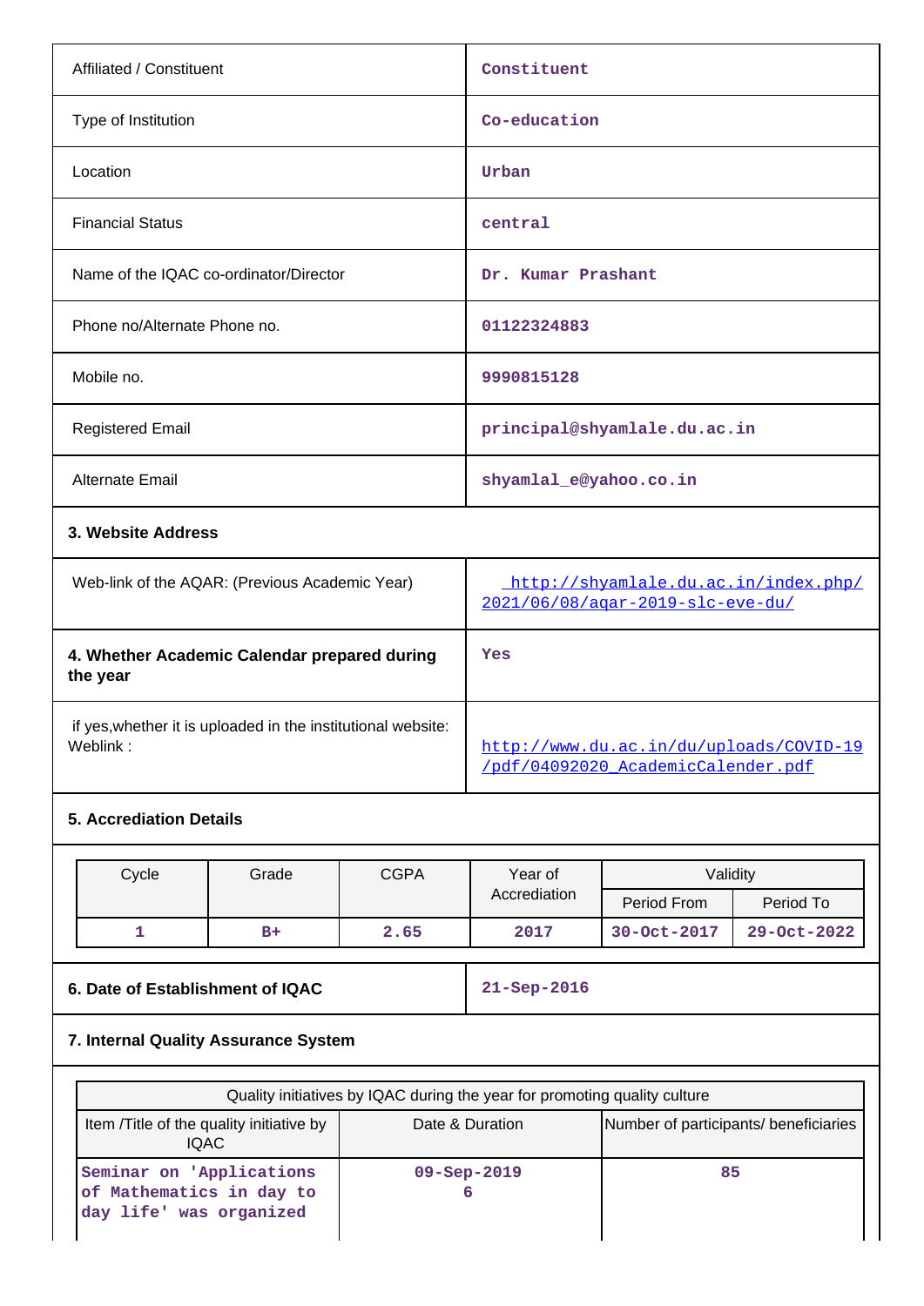| | |
|---|---|
| Affiliated / Constituent | Constituent |
| Type of Institution | Co-education |
| Location | Urban |
| Financial Status | central |
| Name of the IQAC co-ordinator/Director | Dr. Kumar Prashant |
| Phone no/Alternate Phone no. | 01122324883 |
| Mobile no. | 9990815128 |
| Registered Email | principal@shyamlale.du.ac.in |
| Alternate Email | shyamlal_e@yahoo.co.in |

**3. Website Address**

| | |
|---|---|
| Web-link of the AQAR: (Previous Academic Year) | http://shyamlale.du.ac.in/index.php/2021/06/08/aqar-2019-slc-eve-du/ |
| **4. Whether Academic Calendar prepared during the year** | Yes |
| if yes,whether it is uploaded in the institutional website: Weblink : | http://www.du.ac.in/du/uploads/COVID-19/pdf/04092020_AcademicCalender.pdf |

**5. Accrediation Details**

| Cycle | Grade | CGPA | Year of Accrediation | Validity | |
|---|---|---|---|---|---|
| | | | | Period From | Period To |
| 1 | B+ | 2.65 | 2017 | 30-Oct-2017 | 29-Oct-2022 |

| | |
|---|---|
| **6. Date of Establishment of IQAC** | 21-Sep-2016 |

**7. Internal Quality Assurance System**

| Quality initiatives by IQAC during the year for promoting quality culture | | |
|---|---|---|
| Item /Title of the quality initiative by IQAC | Date & Duration | Number of participants/ beneficiaries |
| Seminar on 'Applications of Mathematics in day to day life' was organized | 09-Sep-2019<br>6 | 85 |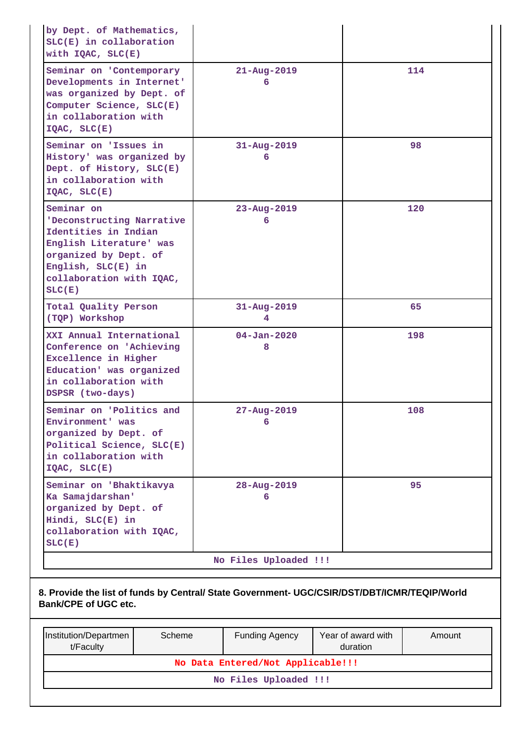| | | |
|---|---|---|
| by Dept. of Mathematics, SLC(E) in collaboration with IQAC, SLC(E) | | |
| Seminar on 'Contemporary Developments in Internet' was organized by Dept. of Computer Science, SLC(E) in collaboration with IQAC, SLC(E) | 21-Aug-2019 6 | 114 |
| Seminar on 'Issues in History' was organized by Dept. of History, SLC(E) in collaboration with IQAC, SLC(E) | 31-Aug-2019 6 | 98 |
| Seminar on 'Deconstructing Narrative Identities in Indian English Literature' was organized by Dept. of English, SLC(E) in collaboration with IQAC, SLC(E) | 23-Aug-2019 6 | 120 |
| Total Quality Person (TQP) Workshop | 31-Aug-2019 4 | 65 |
| XXI Annual International Conference on 'Achieving Excellence in Higher Education' was organized in collaboration with DSPSR (two-days) | 04-Jan-2020 8 | 198 |
| Seminar on 'Politics and Environment' was organized by Dept. of Political Science, SLC(E) in collaboration with IQAC, SLC(E) | 27-Aug-2019 6 | 108 |
| Seminar on 'Bhaktikavya Ka Samajdarshan' organized by Dept. of Hindi, SLC(E) in collaboration with IQAC, SLC(E) | 28-Aug-2019 6 | 95 |
| No Files Uploaded !!! | | |

**8. Provide the list of funds by Central/ State Government- UGC/CSIR/DST/DBT/ICMR/TEQIP/World Bank/CPE of UGC etc.**

| Institution/Department/Faculty | Scheme | Funding Agency | Year of award with duration | Amount |
|---|---|---|---|---|
| No Data Entered/Not Applicable!!! | | | | |
| No Files Uploaded !!! | | | | |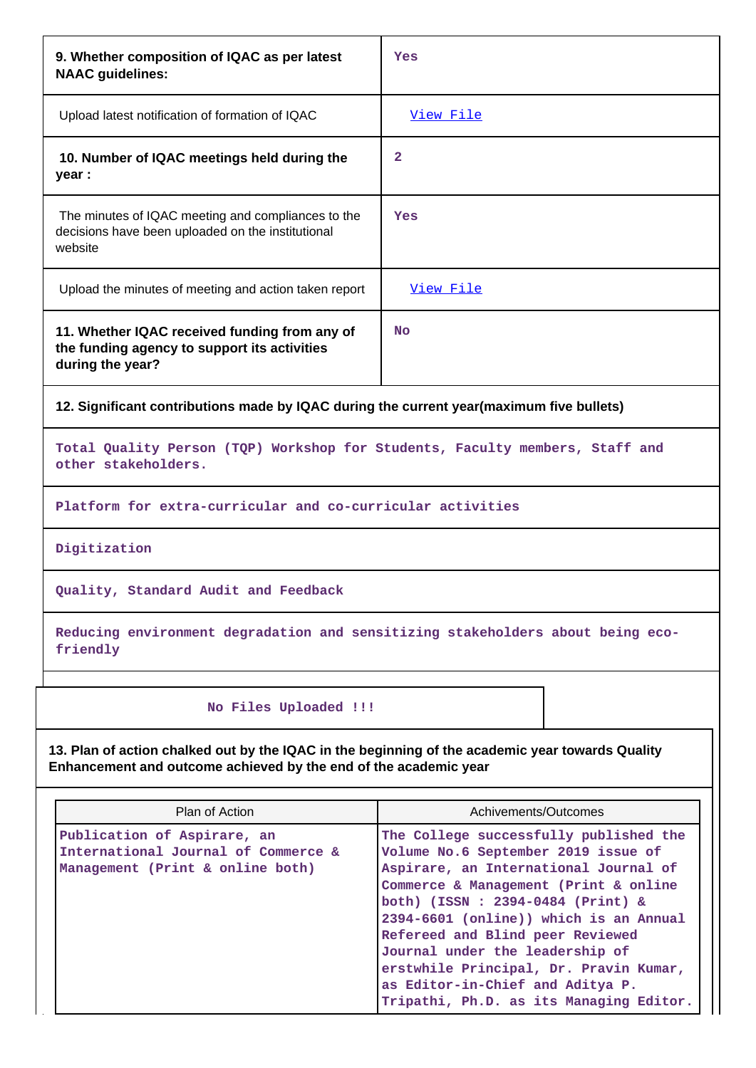| | |
|---|---|
| **9. Whether composition of IQAC as per latest NAAC guidelines:** | Yes |
| Upload latest notification of formation of IQAC | View File |
| **10. Number of IQAC meetings held during the year :** | 2 |
| The minutes of IQAC meeting and compliances to the decisions have been uploaded on the institutional website | Yes |
| Upload the minutes of meeting and action taken report | View File |
| **11. Whether IQAC received funding from any of the funding agency to support its activities during the year?** | No |

**12. Significant contributions made by IQAC during the current year(maximum five bullets)**

- Total Quality Person (TQP) Workshop for Students, Faculty members, Staff and other stakeholders.
- Platform for extra-curricular and co-curricular activities
- Digitization
- Quality, Standard Audit and Feedback
- Reducing environment degradation and sensitizing stakeholders about being eco-friendly

No Files Uploaded !!!

**13. Plan of action chalked out by the IQAC in the beginning of the academic year towards Quality Enhancement and outcome achieved by the end of the academic year**

| Plan of Action | Achivements/Outcomes |
|---|---|
| Publication of Aspirare, an International Journal of Commerce & Management (Print & online both) | The College successfully published the Volume No.6 September 2019 issue of Aspirare, an International Journal of Commerce & Management (Print & online both) (ISSN : 2394-0484 (Print) & 2394-6601 (online)) which is an Annual Refereed and Blind peer Reviewed Journal under the leadership of erstwhile Principal, Dr. Pravin Kumar, as Editor-in-Chief and Aditya P. Tripathi, Ph.D. as its Managing Editor. |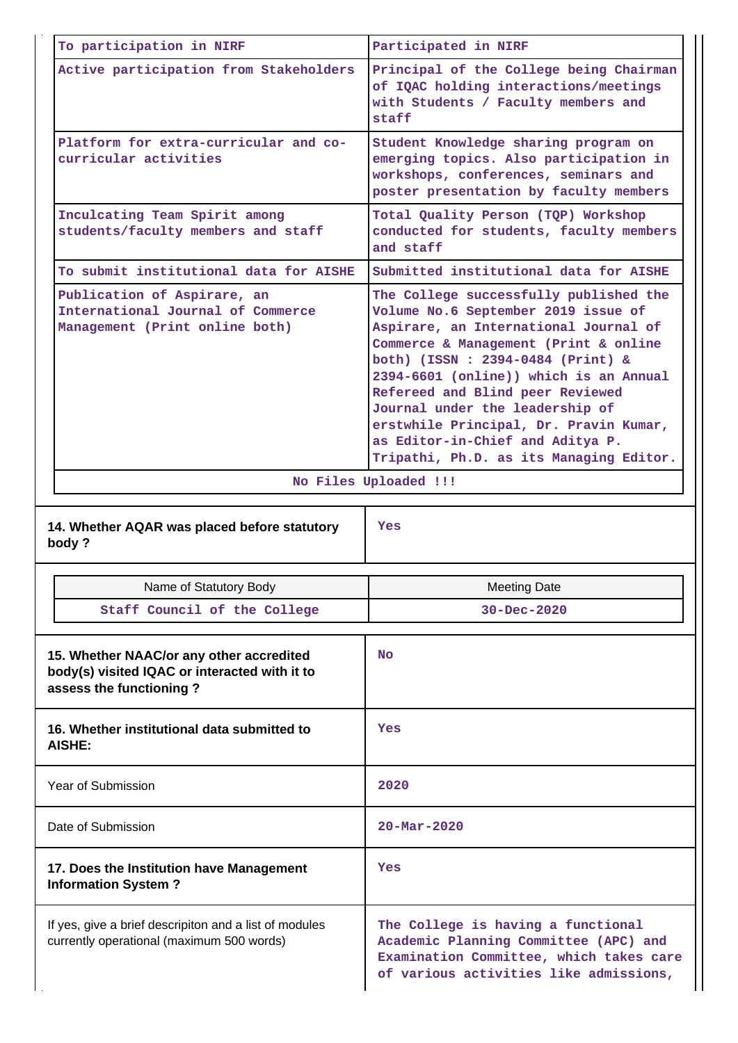| | |
|---|---|
| To participation in NIRF | Participated in NIRF |
| Active participation from Stakeholders | Principal of the College being Chairman of IQAC holding interactions/meetings with Students / Faculty members and staff |
| Platform for extra-curricular and co-curricular activities | Student Knowledge sharing program on emerging topics. Also participation in workshops, conferences, seminars and poster presentation by faculty members |
| Inculcating Team Spirit among students/faculty members and staff | Total Quality Person (TQP) Workshop conducted for students, faculty members and staff |
| To submit institutional data for AISHE | Submitted institutional data for AISHE |
| Publication of Aspirare, an International Journal of Commerce Management (Print online both) | The College successfully published the Volume No.6 September 2019 issue of Aspirare, an International Journal of Commerce & Management (Print & online both) (ISSN : 2394-0484 (Print) & 2394-6601 (online)) which is an Annual Refereed and Blind peer Reviewed Journal under the leadership of erstwhile Principal, Dr. Pravin Kumar, as Editor-in-Chief and Aditya P. Tripathi, Ph.D. as its Managing Editor. |

No Files Uploaded !!!

| | |
|---|---|
| **14. Whether AQAR was placed before statutory body ?** | Yes |

| Name of Statutory Body | Meeting Date |
|---|---|
| Staff Council of the College | 30-Dec-2020 |

| | |
|---|---|
| **15. Whether NAAC/or any other accredited body(s) visited IQAC or interacted with it to assess the functioning ?** | No |
| **16. Whether institutional data submitted to AISHE:** | Yes |
| Year of Submission | 2020 |
| Date of Submission | 20-Mar-2020 |
| **17. Does the Institution have Management Information System ?** | Yes |
| If yes, give a brief descripiton and a list of modules currently operational (maximum 500 words) | The College is having a functional Academic Planning Committee (APC) and Examination Committee, which takes care of various activities like admissions, |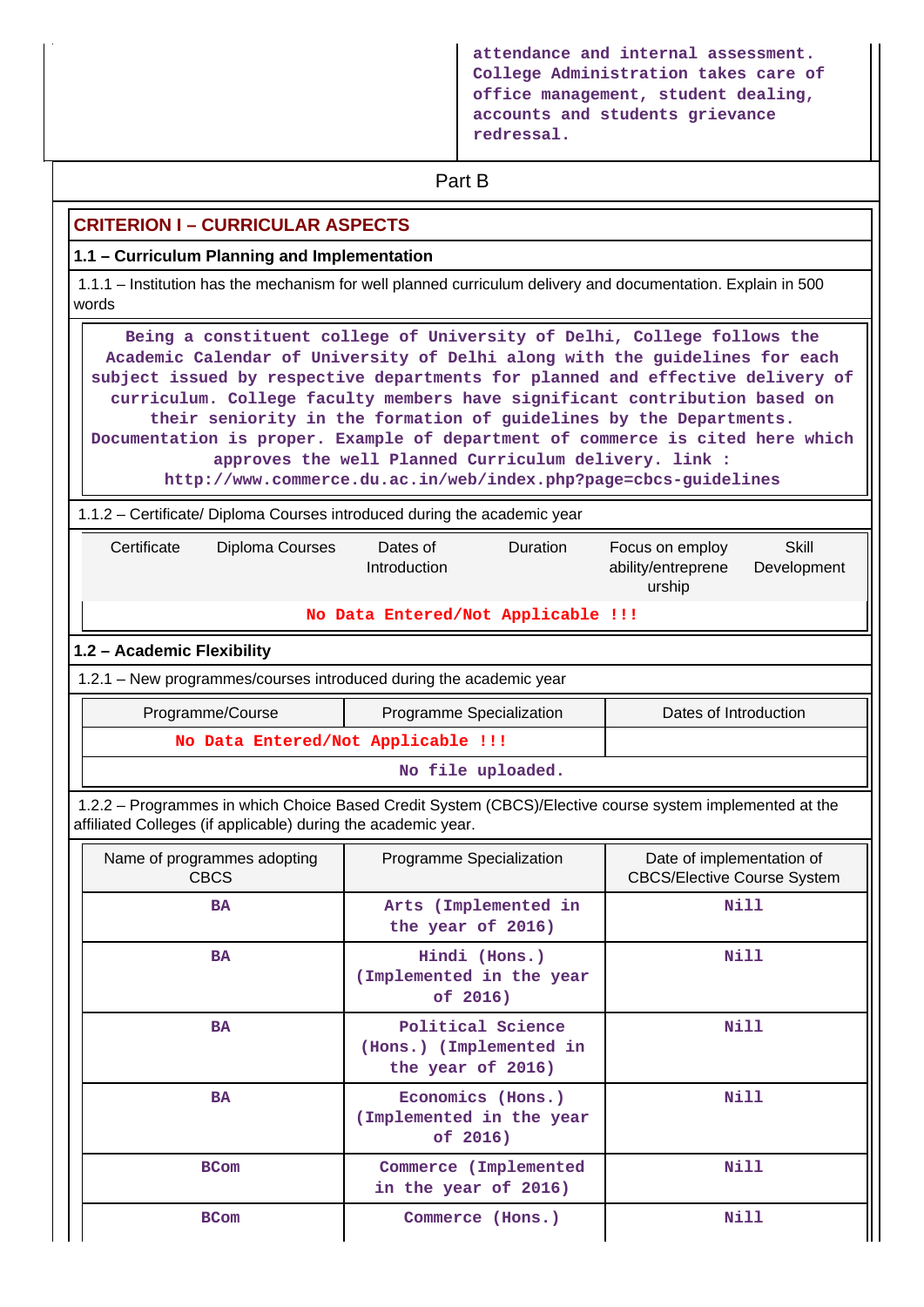attendance and internal assessment. College Administration takes care of office management, student dealing, accounts and students grievance redressal.

## Part B

### CRITERION I – CURRICULAR ASPECTS

**1.1 – Curriculum Planning and Implementation**

1.1.1 – Institution has the mechanism for well planned curriculum delivery and documentation. Explain in 500 words

Being a constituent college of University of Delhi, College follows the Academic Calendar of University of Delhi along with the guidelines for each subject issued by respective departments for planned and effective delivery of curriculum. College faculty members have significant contribution based on their seniority in the formation of guidelines by the Departments. Documentation is proper. Example of department of commerce is cited here which approves the well Planned Curriculum delivery. link : http://www.commerce.du.ac.in/web/index.php?page=cbcs-guidelines

1.1.2 – Certificate/ Diploma Courses introduced during the academic year

| Certificate | Diploma Courses | Dates of Introduction | Duration | Focus on employ ability/entreprene urship | Skill Development |
|---|---|---|---|---|---|
| No Data Entered/Not Applicable !!! | | | | | |

**1.2 – Academic Flexibility**

1.2.1 – New programmes/courses introduced during the academic year

| Programme/Course | Programme Specialization | Dates of Introduction |
|---|---|---|
| No Data Entered/Not Applicable !!! | | |
| No file uploaded. | | |

1.2.2 – Programmes in which Choice Based Credit System (CBCS)/Elective course system implemented at the affiliated Colleges (if applicable) during the academic year.

| Name of programmes adopting CBCS | Programme Specialization | Date of implementation of CBCS/Elective Course System |
|---|---|---|
| BA | Arts (Implemented in the year of 2016) | Nill |
| BA | Hindi (Hons.) (Implemented in the year of 2016) | Nill |
| BA | Political Science (Hons.) (Implemented in the year of 2016) | Nill |
| BA | Economics (Hons.) (Implemented in the year of 2016) | Nill |
| BCom | Commerce (Implemented in the year of 2016) | Nill |
| BCom | Commerce (Hons.) | Nill |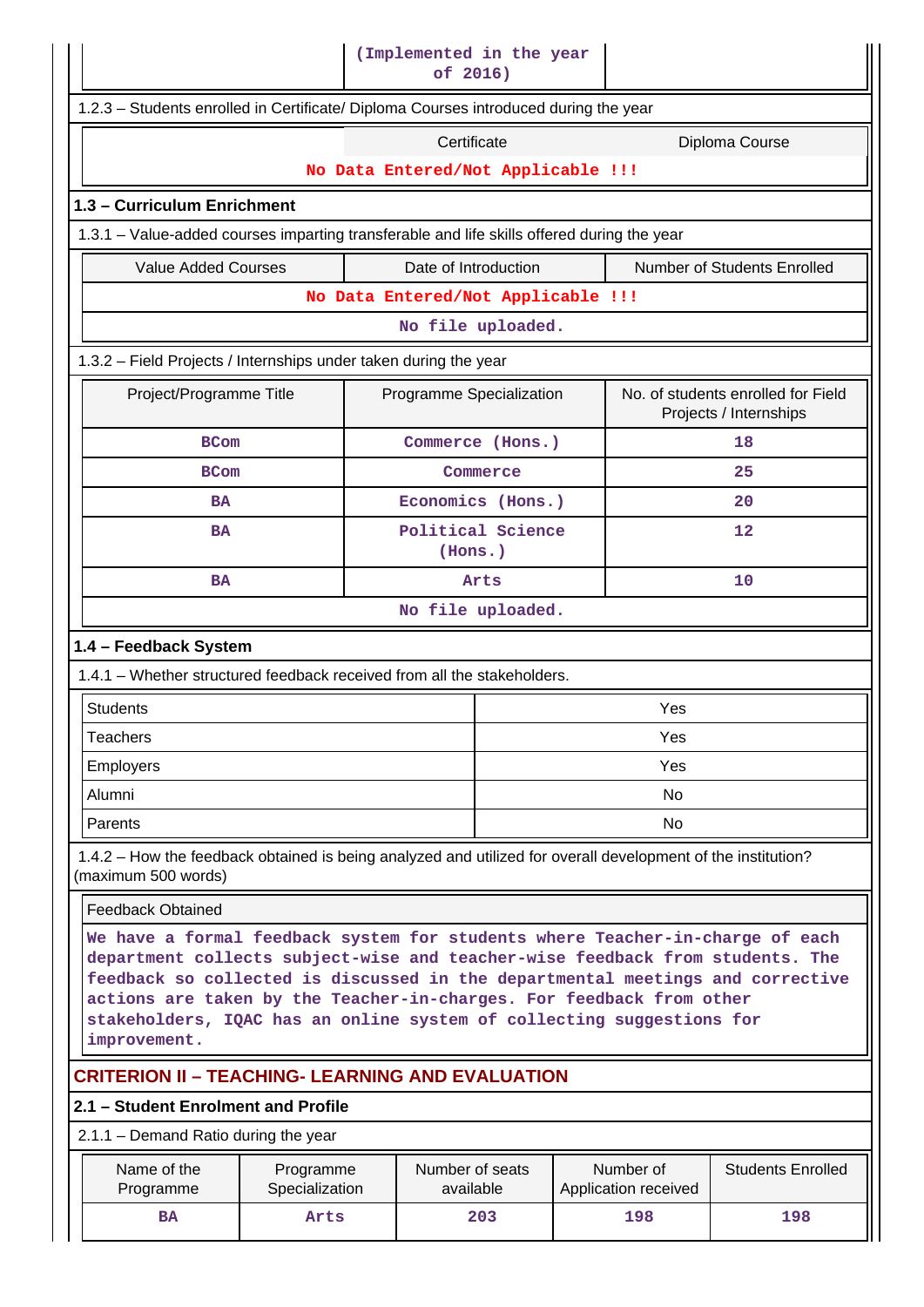| | (Implemented in the year of 2016) | |
|---|---|---|

1.2.3 – Students enrolled in Certificate/ Diploma Courses introduced during the year

| | Certificate | Diploma Course |
|---|---|---|
| No Data Entered/Not Applicable !!! | | |

### 1.3 – Curriculum Enrichment

1.3.1 – Value-added courses imparting transferable and life skills offered during the year

| Value Added Courses | Date of Introduction | Number of Students Enrolled |
|---|---|---|
| No Data Entered/Not Applicable !!! | | |
| No file uploaded. | | |

1.3.2 – Field Projects / Internships under taken during the year

| Project/Programme Title | Programme Specialization | No. of students enrolled for Field Projects / Internships |
|---|---|---|
| BCom | Commerce (Hons.) | 18 |
| BCom | Commerce | 25 |
| BA | Economics (Hons.) | 20 |
| BA | Political Science (Hons.) | 12 |
| BA | Arts | 10 |
| No file uploaded. | | |

### 1.4 – Feedback System

1.4.1 – Whether structured feedback received from all the stakeholders.

| | |
|---|---|
| Students | Yes |
| Teachers | Yes |
| Employers | Yes |
| Alumni | No |
| Parents | No |

1.4.2 – How the feedback obtained is being analyzed and utilized for overall development of the institution? (maximum 500 words)

| Feedback Obtained |
|---|
| We have a formal feedback system for students where Teacher-in-charge of each department collects subject-wise and teacher-wise feedback from students. The feedback so collected is discussed in the departmental meetings and corrective actions are taken by the Teacher-in-charges. For feedback from other stakeholders, IQAC has an online system of collecting suggestions for improvement. |

## CRITERION II – TEACHING- LEARNING AND EVALUATION

### 2.1 – Student Enrolment and Profile

2.1.1 – Demand Ratio during the year

| Name of the Programme | Programme Specialization | Number of seats available | Number of Application received | Students Enrolled |
|---|---|---|---|---|
| BA | Arts | 203 | 198 | 198 |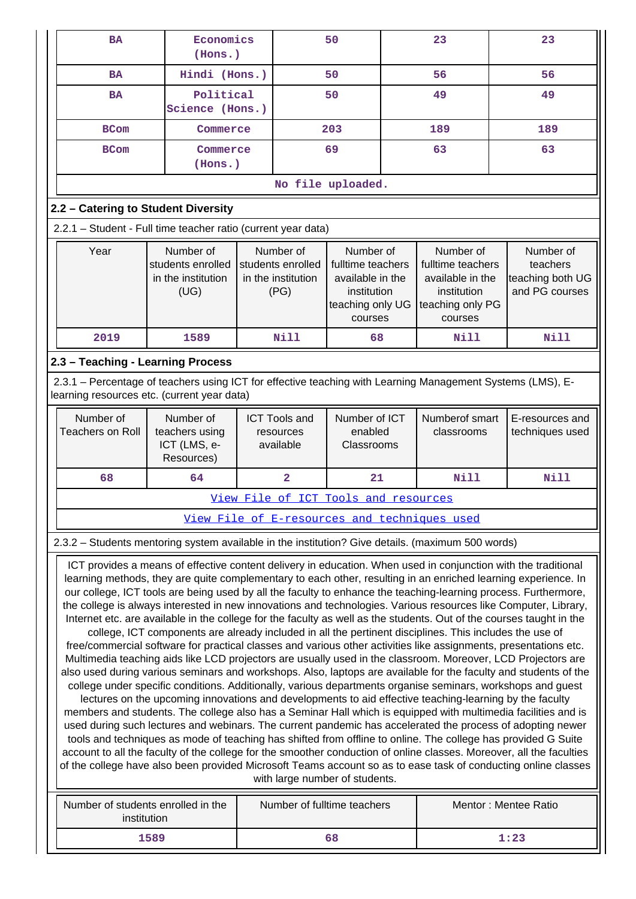| BA | Economics (Hons.) | 50 | 23 | 23 |
|---|---|---|---|---|
| BA | Hindi (Hons.) | 50 | 56 | 56 |
| BA | Political Science (Hons.) | 50 | 49 | 49 |
| BCom | Commerce | 203 | 189 | 189 |
| BCom | Commerce (Hons.) | 69 | 63 | 63 |
| No file uploaded. | | | | |

## 2.2 – Catering to Student Diversity

2.2.1 – Student - Full time teacher ratio (current year data)

| Year | Number of students enrolled in the institution (UG) | Number of students enrolled in the institution (PG) | Number of fulltime teachers available in the institution teaching only UG courses | Number of fulltime teachers available in the institution teaching only PG courses | Number of teachers teaching both UG and PG courses |
|---|---|---|---|---|---|
| 2019 | 1589 | Nill | 68 | Nill | Nill |

## 2.3 – Teaching - Learning Process

2.3.1 – Percentage of teachers using ICT for effective teaching with Learning Management Systems (LMS), E-learning resources etc. (current year data)

| Number of Teachers on Roll | Number of teachers using ICT (LMS, e-Resources) | ICT Tools and resources available | Number of ICT enabled Classrooms | Numberof smart classrooms | E-resources and techniques used |
|---|---|---|---|---|---|
| 68 | 64 | 2 | 21 | Nill | Nill |
| View File of ICT Tools and resources | | | | | |
| View File of E-resources and techniques used | | | | | |

2.3.2 – Students mentoring system available in the institution? Give details. (maximum 500 words)

ICT provides a means of effective content delivery in education. When used in conjunction with the traditional learning methods, they are quite complementary to each other, resulting in an enriched learning experience. In our college, ICT tools are being used by all the faculty to enhance the teaching-learning process. Furthermore, the college is always interested in new innovations and technologies. Various resources like Computer, Library, Internet etc. are available in the college for the faculty as well as the students. Out of the courses taught in the college, ICT components are already included in all the pertinent disciplines. This includes the use of free/commercial software for practical classes and various other activities like assignments, presentations etc. Multimedia teaching aids like LCD projectors are usually used in the classroom. Moreover, LCD Projectors are also used during various seminars and workshops. Also, laptops are available for the faculty and students of the college under specific conditions. Additionally, various departments organise seminars, workshops and guest lectures on the upcoming innovations and developments to aid effective teaching-learning by the faculty members and students. The college also has a Seminar Hall which is equipped with multimedia facilities and is used during such lectures and webinars. The current pandemic has accelerated the process of adopting newer tools and techniques as mode of teaching has shifted from offline to online. The college has provided G Suite account to all the faculty of the college for the smoother conduction of online classes. Moreover, all the faculties of the college have also been provided Microsoft Teams account so as to ease task of conducting online classes with large number of students.

| Number of students enrolled in the institution | Number of fulltime teachers | Mentor : Mentee Ratio |
|---|---|---|
| 1589 | 68 | 1:23 |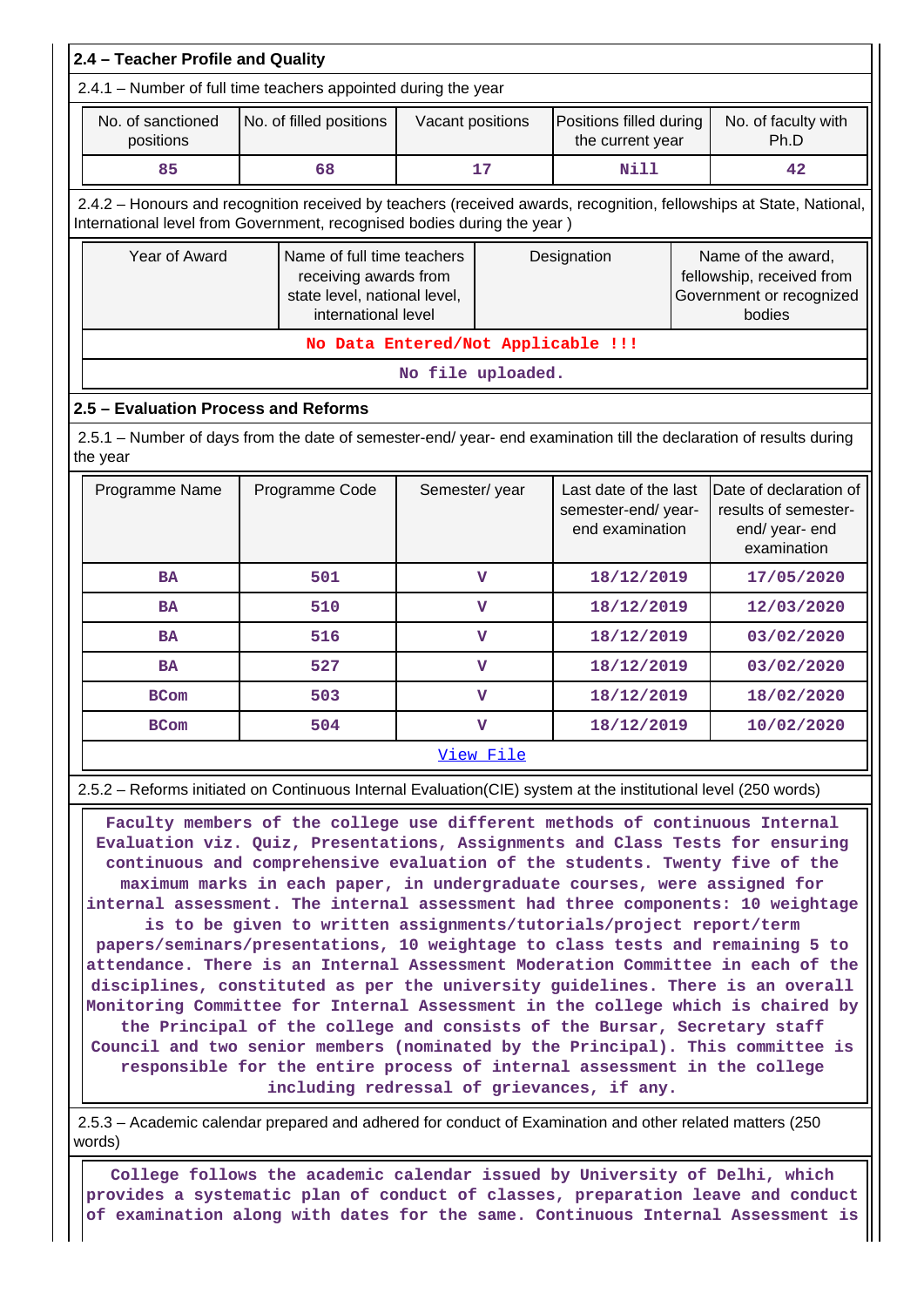## 2.4 – Teacher Profile and Quality

2.4.1 – Number of full time teachers appointed during the year

| No. of sanctioned positions | No. of filled positions | Vacant positions | Positions filled during the current year | No. of faculty with Ph.D |
|---|---|---|---|---|
| 85 | 68 | 17 | Nill | 42 |

2.4.2 – Honours and recognition received by teachers (received awards, recognition, fellowships at State, National, International level from Government, recognised bodies during the year )

| Year of Award | Name of full time teachers receiving awards from state level, national level, international level | Designation | Name of the award, fellowship, received from Government or recognized bodies |
|---|---|---|---|
| No Data Entered/Not Applicable !!! | | | |
| No file uploaded. | | | |

## 2.5 – Evaluation Process and Reforms

2.5.1 – Number of days from the date of semester-end/ year- end examination till the declaration of results during the year

| Programme Name | Programme Code | Semester/ year | Last date of the last semester-end/ year- end examination | Date of declaration of results of semester- end/ year- end examination |
|---|---|---|---|---|
| BA | 501 | V | 18/12/2019 | 17/05/2020 |
| BA | 510 | V | 18/12/2019 | 12/03/2020 |
| BA | 516 | V | 18/12/2019 | 03/02/2020 |
| BA | 527 | V | 18/12/2019 | 03/02/2020 |
| BCom | 503 | V | 18/12/2019 | 18/02/2020 |
| BCom | 504 | V | 18/12/2019 | 10/02/2020 |
| View File | | | | |

2.5.2 – Reforms initiated on Continuous Internal Evaluation(CIE) system at the institutional level (250 words)

Faculty members of the college use different methods of continuous Internal Evaluation viz. Quiz, Presentations, Assignments and Class Tests for ensuring continuous and comprehensive evaluation of the students. Twenty five of the maximum marks in each paper, in undergraduate courses, were assigned for internal assessment. The internal assessment had three components: 10 weightage is to be given to written assignments/tutorials/project report/term papers/seminars/presentations, 10 weightage to class tests and remaining 5 to attendance. There is an Internal Assessment Moderation Committee in each of the disciplines, constituted as per the university guidelines. There is an overall Monitoring Committee for Internal Assessment in the college which is chaired by the Principal of the college and consists of the Bursar, Secretary staff Council and two senior members (nominated by the Principal). This committee is responsible for the entire process of internal assessment in the college including redressal of grievances, if any.

2.5.3 – Academic calendar prepared and adhered for conduct of Examination and other related matters (250 words)

College follows the academic calendar issued by University of Delhi, which provides a systematic plan of conduct of classes, preparation leave and conduct of examination along with dates for the same. Continuous Internal Assessment is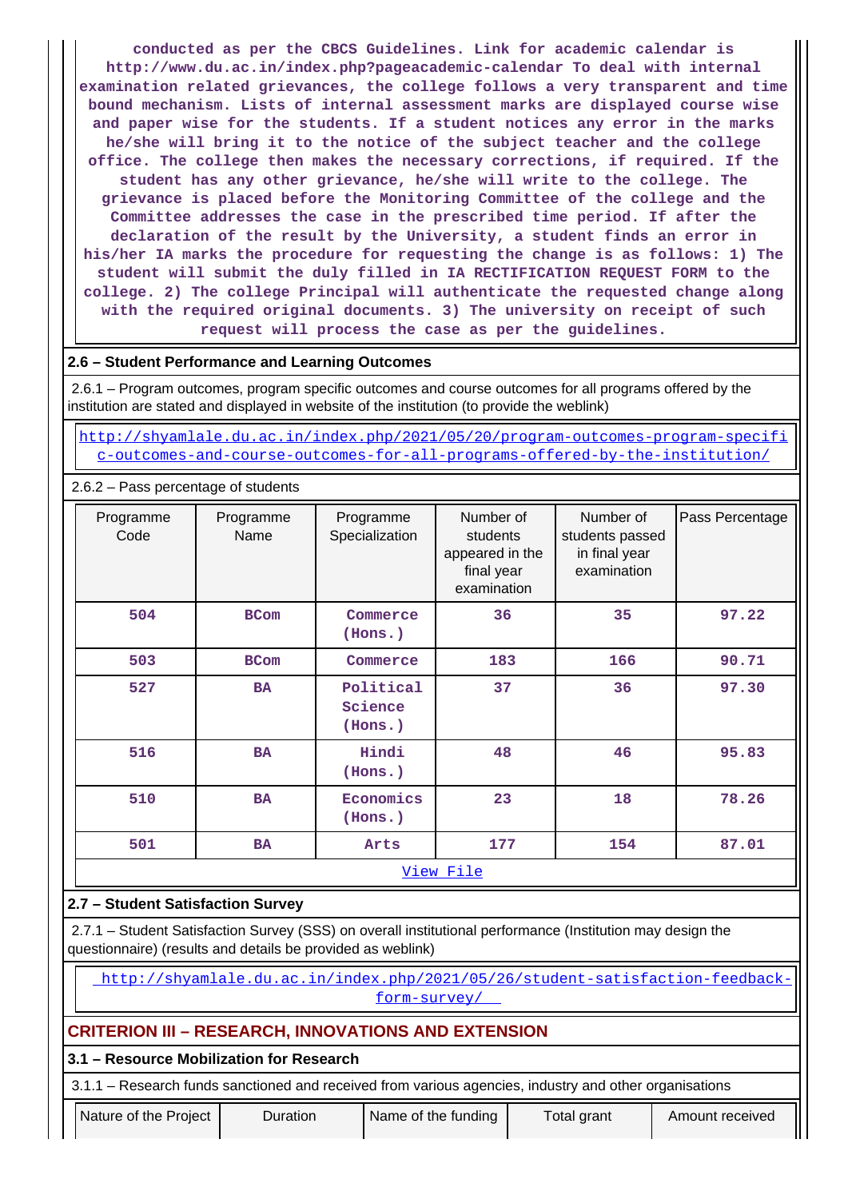conducted as per the CBCS Guidelines. Link for academic calendar is http://www.du.ac.in/index.php?pageacademic-calendar To deal with internal examination related grievances, the college follows a very transparent and time bound mechanism. Lists of internal assessment marks are displayed course wise and paper wise for the students. If a student notices any error in the marks he/she will bring it to the notice of the subject teacher and the college office. The college then makes the necessary corrections, if required. If the student has any other grievance, he/she will write to the college. The grievance is placed before the Monitoring Committee of the college and the Committee addresses the case in the prescribed time period. If after the declaration of the result by the University, a student finds an error in his/her IA marks the procedure for requesting the change is as follows: 1) The student will submit the duly filled in IA RECTIFICATION REQUEST FORM to the college. 2) The college Principal will authenticate the requested change along with the required original documents. 3) The university on receipt of such request will process the case as per the guidelines.

## 2.6 – Student Performance and Learning Outcomes

2.6.1 – Program outcomes, program specific outcomes and course outcomes for all programs offered by the institution are stated and displayed in website of the institution (to provide the weblink)

http://shyamlale.du.ac.in/index.php/2021/05/20/program-outcomes-program-specific-outcomes-and-course-outcomes-for-all-programs-offered-by-the-institution/

2.6.2 – Pass percentage of students

| Programme Code | Programme Name | Programme Specialization | Number of students appeared in the final year examination | Number of students passed in final year examination | Pass Percentage |
|---|---|---|---|---|---|
| 504 | BCom | Commerce (Hons.) | 36 | 35 | 97.22 |
| 503 | BCom | Commerce | 183 | 166 | 90.71 |
| 527 | BA | Political Science (Hons.) | 37 | 36 | 97.30 |
| 516 | BA | Hindi (Hons.) | 48 | 46 | 95.83 |
| 510 | BA | Economics (Hons.) | 23 | 18 | 78.26 |
| 501 | BA | Arts | 177 | 154 | 87.01 |

View File

## 2.7 – Student Satisfaction Survey

2.7.1 – Student Satisfaction Survey (SSS) on overall institutional performance (Institution may design the questionnaire) (results and details be provided as weblink)

http://shyamlale.du.ac.in/index.php/2021/05/26/student-satisfaction-feedback-form-survey/

# CRITERION III – RESEARCH, INNOVATIONS AND EXTENSION

## 3.1 – Resource Mobilization for Research

3.1.1 – Research funds sanctioned and received from various agencies, industry and other organisations

| Nature of the Project | Duration | Name of the funding | Total grant | Amount received |
|---|---|---|---|---|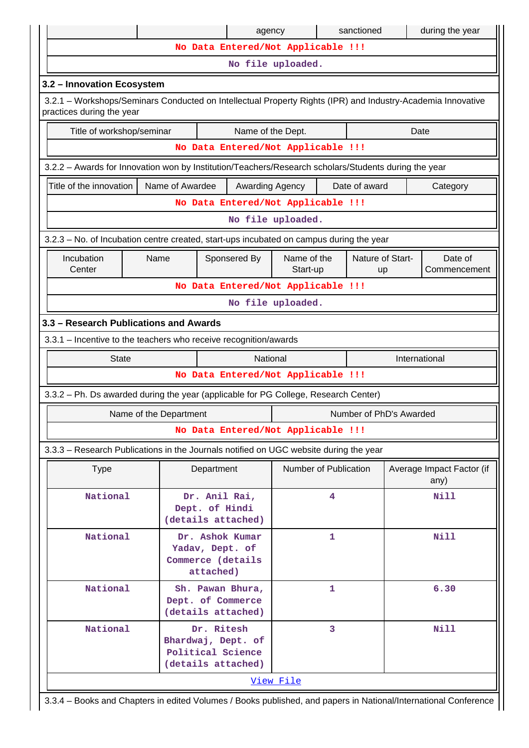| | | agency | sanctioned | during the year |
|---|---|---|---|---|
| No Data Entered/Not Applicable !!! | | | | |
| No file uploaded. | | | | |

## 3.2 – Innovation Ecosystem

3.2.1 – Workshops/Seminars Conducted on Intellectual Property Rights (IPR) and Industry-Academia Innovative practices during the year

| Title of workshop/seminar | Name of the Dept. | Date |
|---|---|---|
| No Data Entered/Not Applicable !!! | | |

3.2.2 – Awards for Innovation won by Institution/Teachers/Research scholars/Students during the year

| Title of the innovation | Name of Awardee | Awarding Agency | Date of award | Category |
|---|---|---|---|---|
| No Data Entered/Not Applicable !!! | | | | |
| No file uploaded. | | | | |

3.2.3 – No. of Incubation centre created, start-ups incubated on campus during the year

| Incubation Center | Name | Sponsered By | Name of the Start-up | Nature of Start-up | Date of Commencement |
|---|---|---|---|---|---|
| No Data Entered/Not Applicable !!! | | | | | |
| No file uploaded. | | | | | |

## 3.3 – Research Publications and Awards

3.3.1 – Incentive to the teachers who receive recognition/awards

| State | National | International |
|---|---|---|
| No Data Entered/Not Applicable !!! | | |

3.3.2 – Ph. Ds awarded during the year (applicable for PG College, Research Center)

| Name of the Department | Number of PhD's Awarded |
|---|---|
| No Data Entered/Not Applicable !!! | |

3.3.3 – Research Publications in the Journals notified on UGC website during the year

| Type | Department | Number of Publication | Average Impact Factor (if any) |
|---|---|---|---|
| National | Dr. Anil Rai, Dept. of Hindi (details attached) | 4 | Nill |
| National | Dr. Ashok Kumar Yadav, Dept. of Commerce (details attached) | 1 | Nill |
| National | Sh. Pawan Bhura, Dept. of Commerce (details attached) | 1 | 6.30 |
| National | Dr. Ritesh Bhardwaj, Dept. of Political Science (details attached) | 3 | Nill |
| View File | | | |

3.3.4 – Books and Chapters in edited Volumes / Books published, and papers in National/International Conference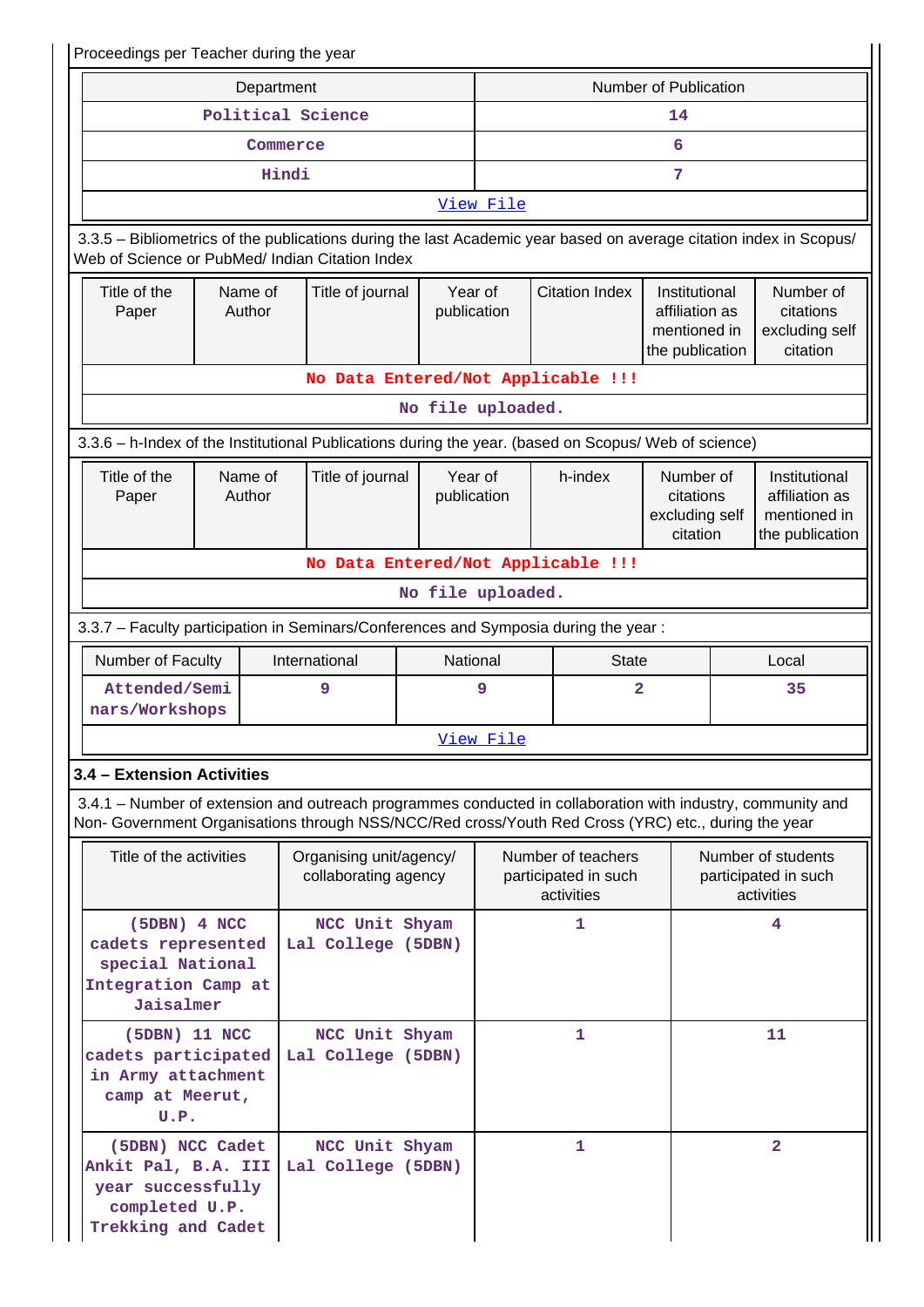Proceedings per Teacher during the year

| Department | Number of Publication |
|---|---|
| Political Science | 14 |
| Commerce | 6 |
| Hindi | 7 |
| View File | |

3.3.5 – Bibliometrics of the publications during the last Academic year based on average citation index in Scopus/ Web of Science or PubMed/ Indian Citation Index

| Title of the Paper | Name of Author | Title of journal | Year of publication | Citation Index | Institutional affiliation as mentioned in the publication | Number of citations excluding self citation |
|---|---|---|---|---|---|---|
| No Data Entered/Not Applicable !!! | | | | | | |
| No file uploaded. | | | | | | |

3.3.6 – h-Index of the Institutional Publications during the year. (based on Scopus/ Web of science)

| Title of the Paper | Name of Author | Title of journal | Year of publication | h-index | Number of citations excluding self citation | Institutional affiliation as mentioned in the publication |
|---|---|---|---|---|---|---|
| No Data Entered/Not Applicable !!! | | | | | | |
| No file uploaded. | | | | | | |

3.3.7 – Faculty participation in Seminars/Conferences and Symposia during the year :

| Number of Faculty | International | National | State | Local |
|---|---|---|---|---|
| Attended/Seminars/Workshops | 9 | 9 | 2 | 35 |
| View File | | | | |

**3.4 – Extension Activities**

3.4.1 – Number of extension and outreach programmes conducted in collaboration with industry, community and Non- Government Organisations through NSS/NCC/Red cross/Youth Red Cross (YRC) etc., during the year

| Title of the activities | Organising unit/agency/ collaborating agency | Number of teachers participated in such activities | Number of students participated in such activities |
|---|---|---|---|
| (5DBN) 4 NCC cadets represented special National Integration Camp at Jaisalmer | NCC Unit Shyam Lal College (5DBN) | 1 | 4 |
| (5DBN) 11 NCC cadets participated in Army attachment camp at Meerut, U.P. | NCC Unit Shyam Lal College (5DBN) | 1 | 11 |
| (5DBN) NCC Cadet Ankit Pal, B.A. III year successfully completed U.P. Trekking and Cadet | NCC Unit Shyam Lal College (5DBN) | 1 | 2 |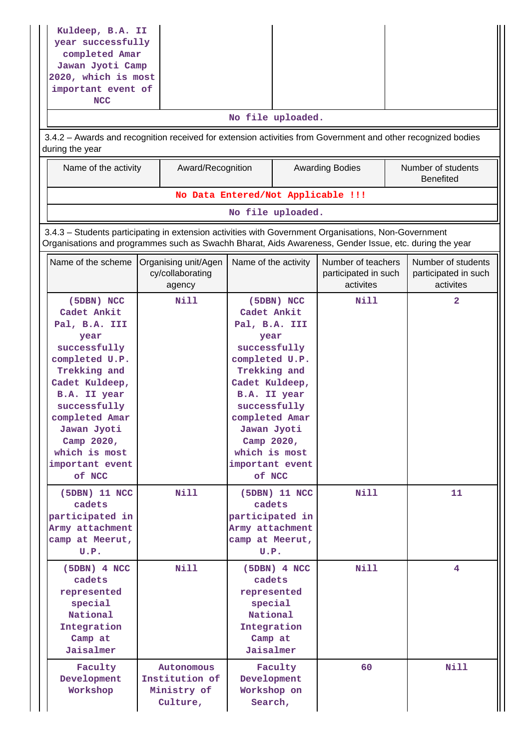| Kuldeep, B.A. II year successfully completed Amar Jawan Jyoti Camp 2020, which is most important event of NCC | | | |
|---|---|---|---|

No file uploaded.

3.4.2 – Awards and recognition received for extension activities from Government and other recognized bodies during the year

| Name of the activity | Award/Recognition | Awarding Bodies | Number of students Benefited |
|---|---|---|---|

No Data Entered/Not Applicable !!!

No file uploaded.

3.4.3 – Students participating in extension activities with Government Organisations, Non-Government Organisations and programmes such as Swachh Bharat, Aids Awareness, Gender Issue, etc. during the year

| Name of the scheme | Organising unit/Agency/collaborating agency | Name of the activity | Number of teachers participated in such activites | Number of students participated in such activites |
|---|---|---|---|---|
| (5DBN) NCC Cadet Ankit Pal, B.A. III year successfully completed U.P. Trekking and Cadet Kuldeep, B.A. II year successfully completed Amar Jawan Jyoti Camp 2020, which is most important event of NCC | Nill | (5DBN) NCC Cadet Ankit Pal, B.A. III year successfully completed U.P. Trekking and Cadet Kuldeep, B.A. II year successfully completed Amar Jawan Jyoti Camp 2020, which is most important event of NCC | Nill | 2 |
| (5DBN) 11 NCC cadets participated in Army attachment camp at Meerut, U.P. | Nill | (5DBN) 11 NCC cadets participated in Army attachment camp at Meerut, U.P. | Nill | 11 |
| (5DBN) 4 NCC cadets represented special National Integration Camp at Jaisalmer | Nill | (5DBN) 4 NCC cadets represented special National Integration Camp at Jaisalmer | Nill | 4 |
| Faculty Development Workshop | Autonomous Institution of Ministry of Culture, | Faculty Development Workshop on Search, | 60 | Nill |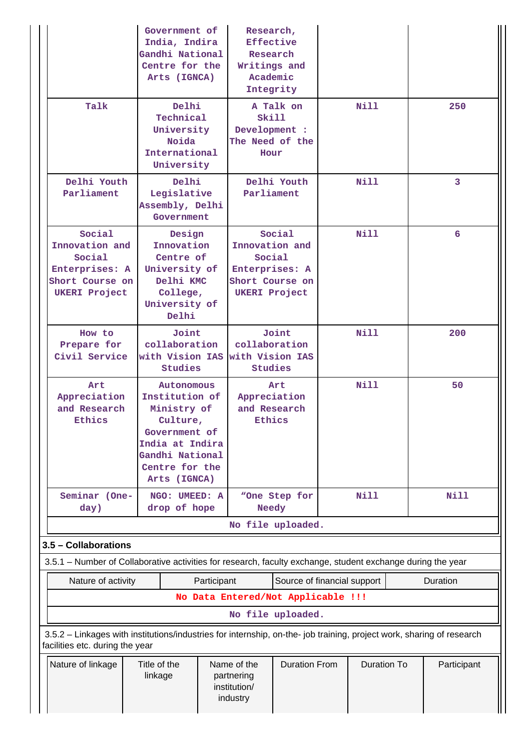| | | | | |
|---|---|---|---|---|
| | Government of India, Indira Gandhi National Centre for the Arts (IGNCA) | Research, Effective Research Writings and Academic Integrity | | |
| Talk | Delhi Technical University Noida International University | A Talk on Skill Development : The Need of the Hour | Nill | 250 |
| Delhi Youth Parliament | Delhi Legislative Assembly, Delhi Government | Delhi Youth Parliament | Nill | 3 |
| Social Innovation and Social Enterprises: A Short Course on UKERI Project | Design Innovation Centre of University of Delhi KMC College, University of Delhi | Social Innovation and Social Enterprises: A Short Course on UKERI Project | Nill | 6 |
| How to Prepare for Civil Service | Joint collaboration with Vision IAS Studies | Joint collaboration with Vision IAS Studies | Nill | 200 |
| Art Appreciation and Research Ethics | Autonomous Institution of Ministry of Culture, Government of India at Indira Gandhi National Centre for the Arts (IGNCA) | Art Appreciation and Research Ethics | Nill | 50 |
| Seminar (One-day) | NGO: UMEED: A drop of hope | "One Step for Needy | Nill | Nill |

No file uploaded.

### 3.5 – Collaborations

3.5.1 – Number of Collaborative activities for research, faculty exchange, student exchange during the year

| Nature of activity | Participant | Source of financial support | Duration |
|---|---|---|---|
| No Data Entered/Not Applicable !!! | | | |

No file uploaded.

3.5.2 – Linkages with institutions/industries for internship, on-the- job training, project work, sharing of research facilities etc. during the year

| Nature of linkage | Title of the linkage | Name of the partnering institution/ industry | Duration From | Duration To | Participant |
|---|---|---|---|---|---|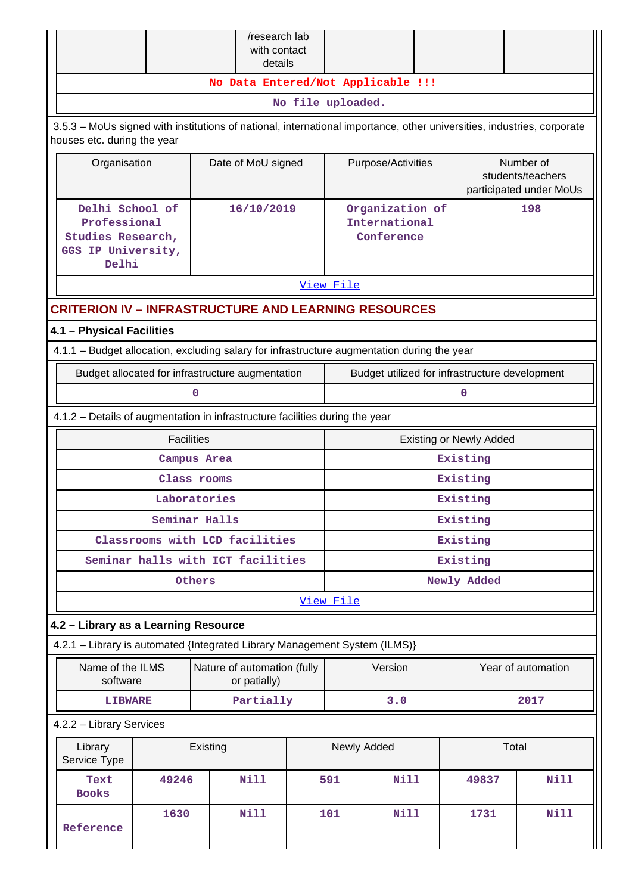| | | /research lab with contact details | | | |
|---|---|---|---|---|---|
| No Data Entered/Not Applicable !!! | | | | | |
| No file uploaded. | | | | | |

3.5.3 – MoUs signed with institutions of national, international importance, other universities, industries, corporate houses etc. during the year

| Organisation | Date of MoU signed | Purpose/Activities | Number of students/teachers participated under MoUs |
|---|---|---|---|
| Delhi School of Professional Studies Research, GGS IP University, Delhi | 16/10/2019 | Organization of International Conference | 198 |
| View File | | | |

## CRITERION IV – INFRASTRUCTURE AND LEARNING RESOURCES

### 4.1 – Physical Facilities

4.1.1 – Budget allocation, excluding salary for infrastructure augmentation during the year

| Budget allocated for infrastructure augmentation | Budget utilized for infrastructure development |
|---|---|
| 0 | 0 |

4.1.2 – Details of augmentation in infrastructure facilities during the year

| Facilities | Existing or Newly Added |
|---|---|
| Campus Area | Existing |
| Class rooms | Existing |
| Laboratories | Existing |
| Seminar Halls | Existing |
| Classrooms with LCD facilities | Existing |
| Seminar halls with ICT facilities | Existing |
| Others | Newly Added |
| View File | |

### 4.2 – Library as a Learning Resource

4.2.1 – Library is automated {Integrated Library Management System (ILMS)}

| Name of the ILMS software | Nature of automation (fully or patially) | Version | Year of automation |
|---|---|---|---|
| LIBWARE | Partially | 3.0 | 2017 |

4.2.2 – Library Services

| Library Service Type | Existing | | Newly Added | | Total | |
|---|---|---|---|---|---|---|
| Text Books | 49246 | Nill | 591 | Nill | 49837 | Nill |
| Reference | 1630 | Nill | 101 | Nill | 1731 | Nill |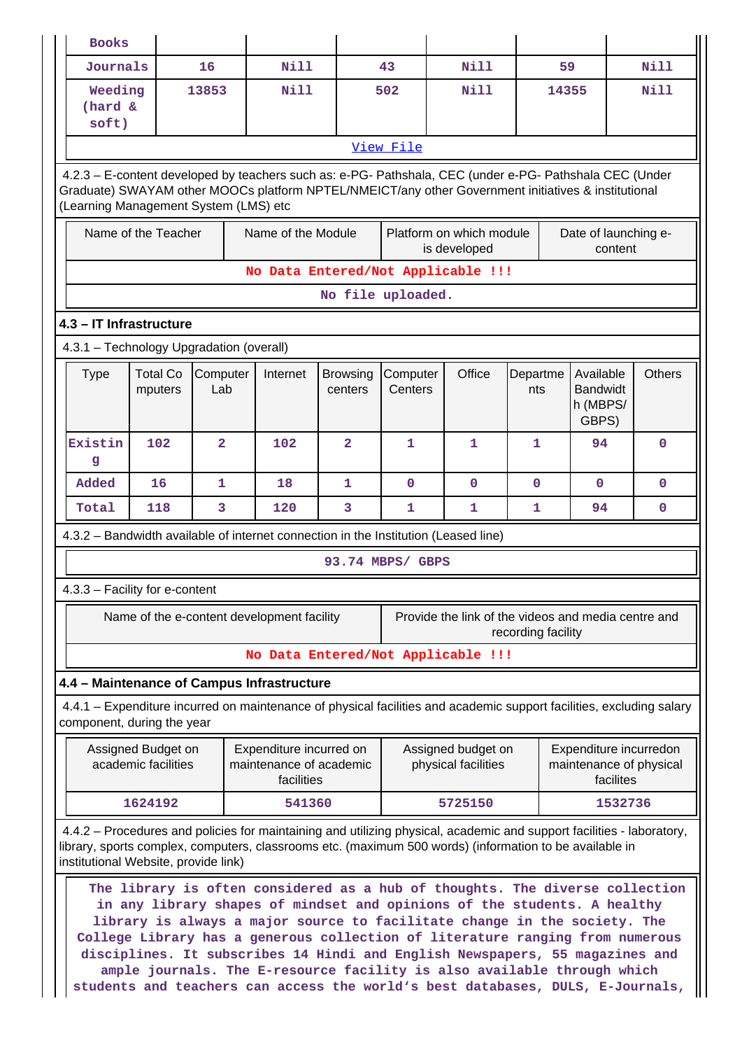| Books | | | | | | |
|---|---|---|---|---|---|---|
| Journals | 16 | Nill | 43 | Nill | 59 | Nill |
| Weeding (hard & soft) | 13853 | Nill | 502 | Nill | 14355 | Nill |
| View File | | | | | | |

4.2.3 – E-content developed by teachers such as: e-PG- Pathshala, CEC (under e-PG- Pathshala CEC (Under Graduate) SWAYAM other MOOCs platform NPTEL/NMEICT/any other Government initiatives & institutional (Learning Management System (LMS) etc

| Name of the Teacher | Name of the Module | Platform on which module is developed | Date of launching e-content |
|---|---|---|---|
| No Data Entered/Not Applicable !!! | | | |
| No file uploaded. | | | |

### 4.3 – IT Infrastructure

4.3.1 – Technology Upgradation (overall)

| Type | Total Computers | Computer Lab | Internet | Browsing centers | Computer Centers | Office | Departments | Available Bandwidth (MBPS/ GBPS) | Others |
|---|---|---|---|---|---|---|---|---|---|
| Existing | 102 | 2 | 102 | 2 | 1 | 1 | 1 | 94 | 0 |
| Added | 16 | 1 | 18 | 1 | 0 | 0 | 0 | 0 | 0 |
| Total | 118 | 3 | 120 | 3 | 1 | 1 | 1 | 94 | 0 |

4.3.2 – Bandwidth available of internet connection in the Institution (Leased line)

93.74 MBPS/ GBPS

4.3.3 – Facility for e-content

| Name of the e-content development facility | Provide the link of the videos and media centre and recording facility |
|---|---|
| No Data Entered/Not Applicable !!! | |

### 4.4 – Maintenance of Campus Infrastructure

4.4.1 – Expenditure incurred on maintenance of physical facilities and academic support facilities, excluding salary component, during the year

| Assigned Budget on academic facilities | Expenditure incurred on maintenance of academic facilities | Assigned budget on physical facilities | Expenditure incurredon maintenance of physical facilites |
|---|---|---|---|
| 1624192 | 541360 | 5725150 | 1532736 |

4.4.2 – Procedures and policies for maintaining and utilizing physical, academic and support facilities - laboratory, library, sports complex, computers, classrooms etc. (maximum 500 words) (information to be available in institutional Website, provide link)

The library is often considered as a hub of thoughts. The diverse collection in any library shapes of mindset and opinions of the students. A healthy library is always a major source to facilitate change in the society. The College Library has a generous collection of literature ranging from numerous disciplines. It subscribes 14 Hindi and English Newspapers, 55 magazines and ample journals. The E-resource facility is also available through which students and teachers can access the world's best databases, DULS, E-Journals,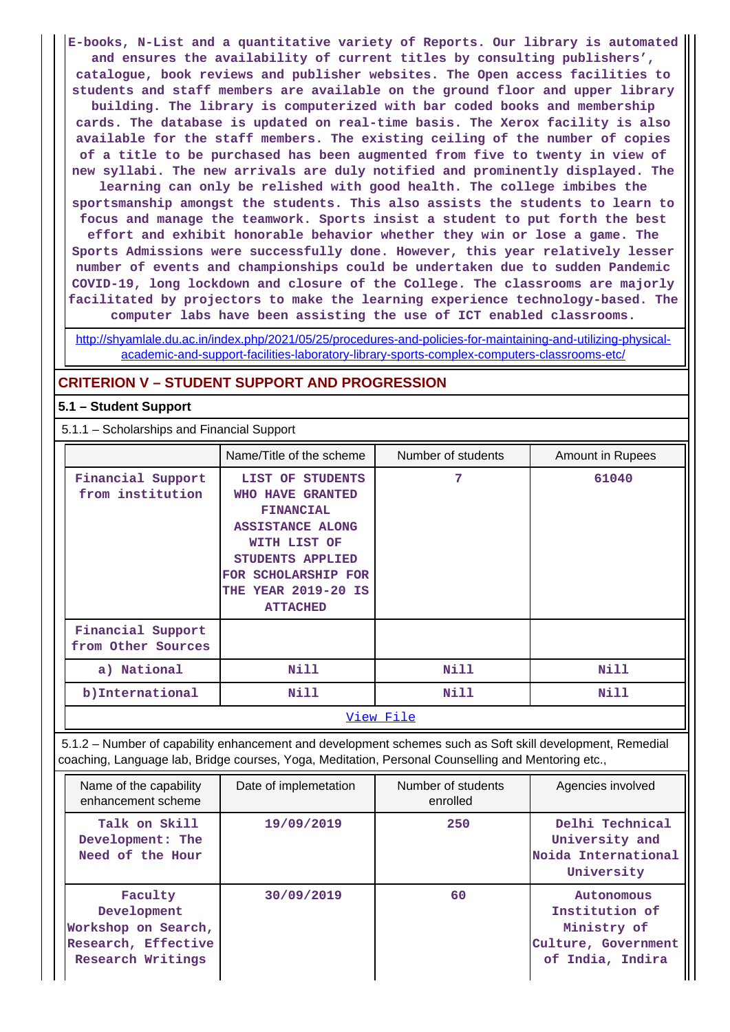E-books, N-List and a quantitative variety of Reports. Our library is automated and ensures the availability of current titles by consulting publishers', catalogue, book reviews and publisher websites. The Open access facilities to students and staff members are available on the ground floor and upper library building. The library is computerized with bar coded books and membership cards. The database is updated on real-time basis. The Xerox facility is also available for the staff members. The existing ceiling of the number of copies of a title to be purchased has been augmented from five to twenty in view of new syllabi. The new arrivals are duly notified and prominently displayed. The learning can only be relished with good health. The college imbibes the sportsmanship amongst the students. This also assists the students to learn to focus and manage the teamwork. Sports insist a student to put forth the best effort and exhibit honorable behavior whether they win or lose a game. The Sports Admissions were successfully done. However, this year relatively lesser number of events and championships could be undertaken due to sudden Pandemic COVID-19, long lockdown and closure of the College. The classrooms are majorly facilitated by projectors to make the learning experience technology-based. The computer labs have been assisting the use of ICT enabled classrooms.

http://shyamlale.du.ac.in/index.php/2021/05/25/procedures-and-policies-for-maintaining-and-utilizing-physical-academic-and-support-facilities-laboratory-library-sports-complex-computers-classrooms-etc/

## CRITERION V – STUDENT SUPPORT AND PROGRESSION

### 5.1 – Student Support

5.1.1 – Scholarships and Financial Support

| | Name/Title of the scheme | Number of students | Amount in Rupees |
|---|---|---|---|
| Financial Support from institution | LIST OF STUDENTS WHO HAVE GRANTED FINANCIAL ASSISTANCE ALONG WITH LIST OF STUDENTS APPLIED FOR SCHOLARSHIP FOR THE YEAR 2019-20 IS ATTACHED | 7 | 61040 |
| Financial Support from Other Sources | | | |
| a) National | Nill | Nill | Nill |
| b)International | Nill | Nill | Nill |

View File

5.1.2 – Number of capability enhancement and development schemes such as Soft skill development, Remedial coaching, Language lab, Bridge courses, Yoga, Meditation, Personal Counselling and Mentoring etc.,

| Name of the capability enhancement scheme | Date of implemetation | Number of students enrolled | Agencies involved |
|---|---|---|---|
| Talk on Skill Development: The Need of the Hour | 19/09/2019 | 250 | Delhi Technical University and Noida International University |
| Faculty Development Workshop on Search, Research, Effective Research Writings | 30/09/2019 | 60 | Autonomous Institution of Ministry of Culture, Government of India, Indira |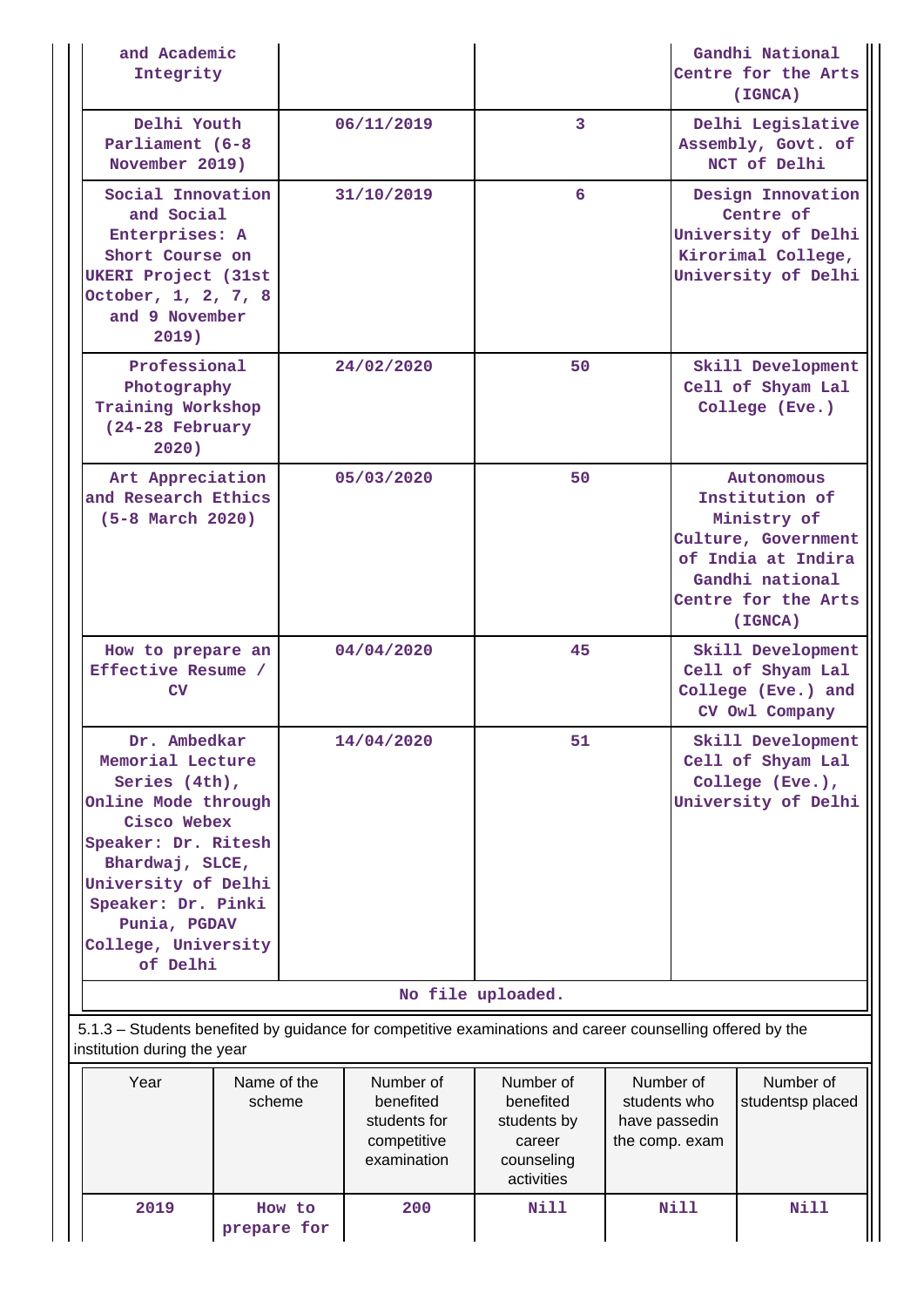| | | | |
|---|---|---|---|
| and Academic Integrity | | | Gandhi National Centre for the Arts (IGNCA) |
| Delhi Youth Parliament (6-8 November 2019) | 06/11/2019 | 3 | Delhi Legislative Assembly, Govt. of NCT of Delhi |
| Social Innovation and Social Enterprises: A Short Course on UKERI Project (31st October, 1, 2, 7, 8 and 9 November 2019) | 31/10/2019 | 6 | Design Innovation Centre of University of Delhi Kirorimal College, University of Delhi |
| Professional Photography Training Workshop (24-28 February 2020) | 24/02/2020 | 50 | Skill Development Cell of Shyam Lal College (Eve.) |
| Art Appreciation and Research Ethics (5-8 March 2020) | 05/03/2020 | 50 | Autonomous Institution of Ministry of Culture, Government of India at Indira Gandhi national Centre for the Arts (IGNCA) |
| How to prepare an Effective Resume / CV | 04/04/2020 | 45 | Skill Development Cell of Shyam Lal College (Eve.) and CV Owl Company |
| Dr. Ambedkar Memorial Lecture Series (4th), Online Mode through Cisco Webex Speaker: Dr. Ritesh Bhardwaj, SLCE, University of Delhi Speaker: Dr. Pinki Punia, PGDAV College, University of Delhi | 14/04/2020 | 51 | Skill Development Cell of Shyam Lal College (Eve.), University of Delhi |

No file uploaded.

5.1.3 – Students benefited by guidance for competitive examinations and career counselling offered by the institution during the year

| Year | Name of the scheme | Number of benefited students for competitive examination | Number of benefited students by career counseling activities | Number of students who have passedin the comp. exam | Number of studentsp placed |
|---|---|---|---|---|---|
| 2019 | How to prepare for | 200 | Nill | Nill | Nill |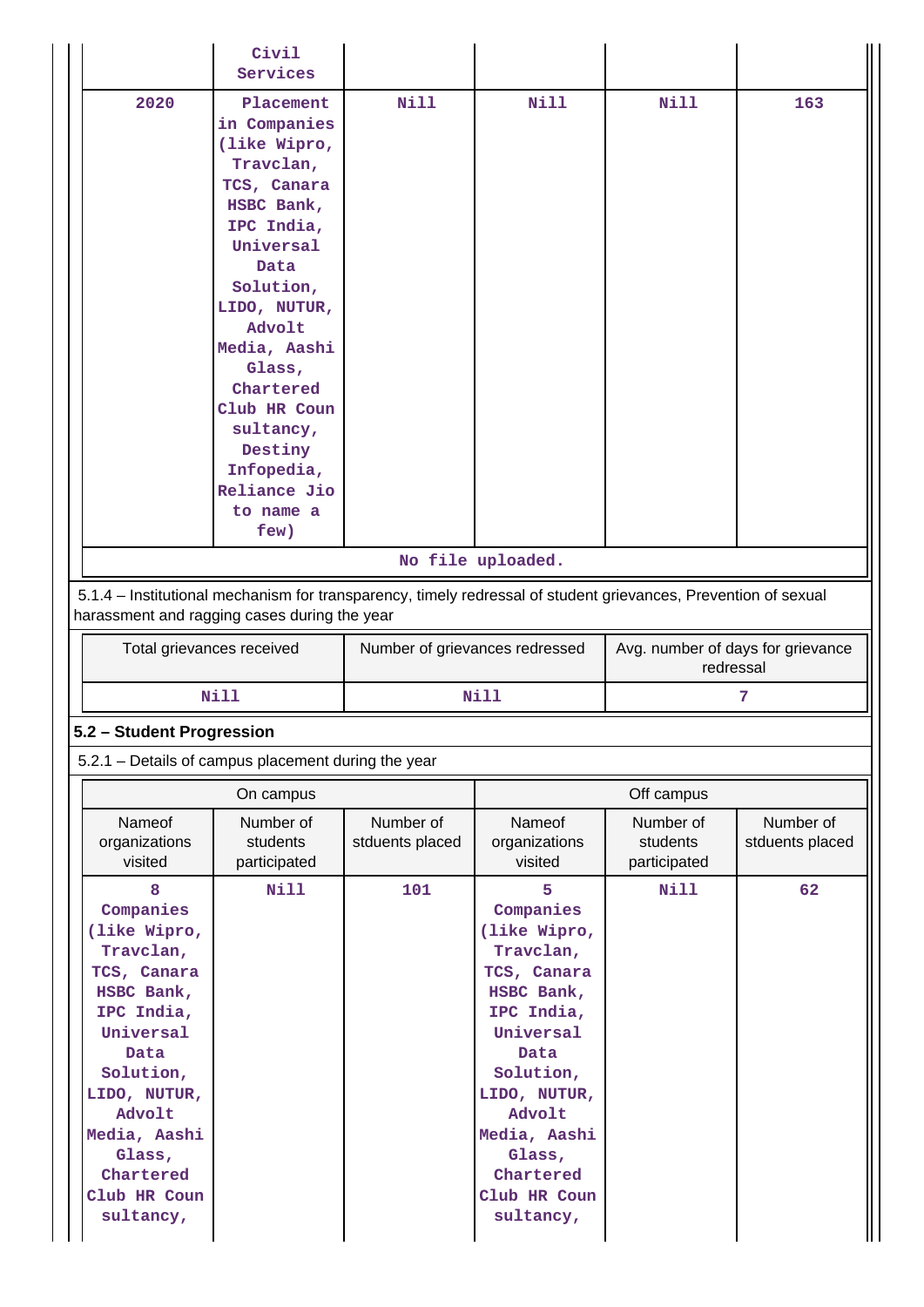| | Civil Services | | | | |
|---|---|---|---|---|---|
| 2020 | Placement in Companies (like Wipro, Travclan, TCS, Canara HSBC Bank, IPC India, Universal Data Solution, LIDO, NUTUR, Advolt Media, Aashi Glass, Chartered Club HR Coun sultancy, Destiny Infopedia, Reliance Jio to name a few) | Nill | Nill | Nill | 163 |

No file uploaded.

5.1.4 – Institutional mechanism for transparency, timely redressal of student grievances, Prevention of sexual harassment and ragging cases during the year

| Total grievances received | Number of grievances redressed | Avg. number of days for grievance redressal |
|---|---|---|
| Nill | Nill | 7 |

## 5.2 – Student Progression

5.2.1 – Details of campus placement during the year

| On campus | | | Off campus | | |
|---|---|---|---|---|---|
| Nameof organizations visited | Number of students participated | Number of stduents placed | Nameof organizations visited | Number of students participated | Number of stduents placed |
| 8 Companies (like Wipro, Travclan, TCS, Canara HSBC Bank, IPC India, Universal Data Solution, LIDO, NUTUR, Advolt Media, Aashi Glass, Chartered Club HR Coun sultancy, | Nill | 101 | 5 Companies (like Wipro, Travclan, TCS, Canara HSBC Bank, IPC India, Universal Data Solution, LIDO, NUTUR, Advolt Media, Aashi Glass, Chartered Club HR Coun sultancy, | Nill | 62 |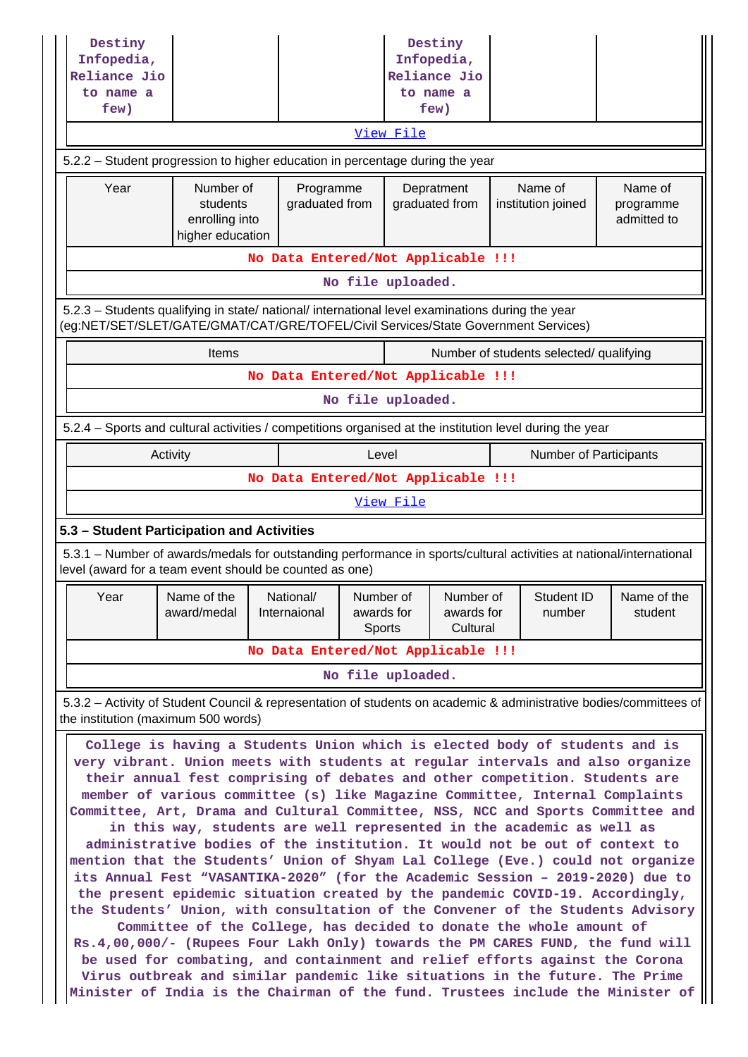| Destiny Infopedia, Reliance Jio to name a few) | | | Destiny Infopedia, Reliance Jio to name a few) | | |
|---|---|---|---|---|---|

View File

5.2.2 – Student progression to higher education in percentage during the year

| Year | Number of students enrolling into higher education | Programme graduated from | Depratment graduated from | Name of institution joined | Name of programme admitted to |
|---|---|---|---|---|---|
| No Data Entered/Not Applicable !!! | | | | | |

No file uploaded.

5.2.3 – Students qualifying in state/ national/ international level examinations during the year (eg:NET/SET/SLET/GATE/GMAT/CAT/GRE/TOFEL/Civil Services/State Government Services)

| Items | Number of students selected/ qualifying |
|---|---|
| No Data Entered/Not Applicable !!! | |

No file uploaded.

5.2.4 – Sports and cultural activities / competitions organised at the institution level during the year

| Activity | Level | Number of Participants |
|---|---|---|
| No Data Entered/Not Applicable !!! | | |

View File

### 5.3 – Student Participation and Activities

5.3.1 – Number of awards/medals for outstanding performance in sports/cultural activities at national/international level (award for a team event should be counted as one)

| Year | Name of the award/medal | National/ Internaional | Number of awards for Sports | Number of awards for Cultural | Student ID number | Name of the student |
|---|---|---|---|---|---|---|
| No Data Entered/Not Applicable !!! | | | | | | |

No file uploaded.

5.3.2 – Activity of Student Council & representation of students on academic & administrative bodies/committees of the institution (maximum 500 words)

College is having a Students Union which is elected body of students and is very vibrant. Union meets with students at regular intervals and also organize their annual fest comprising of debates and other competition. Students are member of various committee (s) like Magazine Committee, Internal Complaints Committee, Art, Drama and Cultural Committee, NSS, NCC and Sports Committee and in this way, students are well represented in the academic as well as administrative bodies of the institution. It would not be out of context to mention that the Students' Union of Shyam Lal College (Eve.) could not organize its Annual Fest "VASANTIKA-2020" (for the Academic Session – 2019-2020) due to the present epidemic situation created by the pandemic COVID-19. Accordingly, the Students' Union, with consultation of the Convener of the Students Advisory Committee of the College, has decided to donate the whole amount of Rs.4,00,000/- (Rupees Four Lakh Only) towards the PM CARES FUND, the fund will be used for combating, and containment and relief efforts against the Corona Virus outbreak and similar pandemic like situations in the future. The Prime Minister of India is the Chairman of the fund. Trustees include the Minister of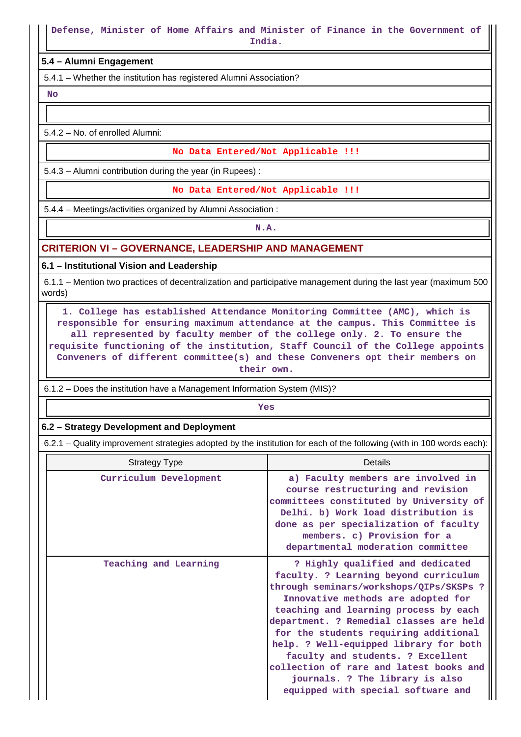Defense, Minister of Home Affairs and Minister of Finance in the Government of India.

### 5.4 – Alumni Engagement

5.4.1 – Whether the institution has registered Alumni Association?

No

5.4.2 – No. of enrolled Alumni:

No Data Entered/Not Applicable !!!

5.4.3 – Alumni contribution during the year (in Rupees) :

No Data Entered/Not Applicable !!!

5.4.4 – Meetings/activities organized by Alumni Association :

N.A.

## CRITERION VI – GOVERNANCE, LEADERSHIP AND MANAGEMENT

### 6.1 – Institutional Vision and Leadership

6.1.1 – Mention two practices of decentralization and participative management during the last year (maximum 500 words)

1. College has established Attendance Monitoring Committee (AMC), which is responsible for ensuring maximum attendance at the campus. This Committee is all represented by faculty member of the college only. 2. To ensure the requisite functioning of the institution, Staff Council of the College appoints Conveners of different committee(s) and these Conveners opt their members on their own.

6.1.2 – Does the institution have a Management Information System (MIS)?

Yes

### 6.2 – Strategy Development and Deployment

6.2.1 – Quality improvement strategies adopted by the institution for each of the following (with in 100 words each):

| Strategy Type | Details |
|---|---|
| Curriculum Development | a) Faculty members are involved in course restructuring and revision committees constituted by University of Delhi. b) Work load distribution is done as per specialization of faculty members. c) Provision for a departmental moderation committee |
| Teaching and Learning | ? Highly qualified and dedicated faculty. ? Learning beyond curriculum through seminars/workshops/QIPs/SKSPs ? Innovative methods are adopted for teaching and learning process by each department. ? Remedial classes are held for the students requiring additional help. ? Well-equipped library for both faculty and students. ? Excellent collection of rare and latest books and journals. ? The library is also equipped with special software and |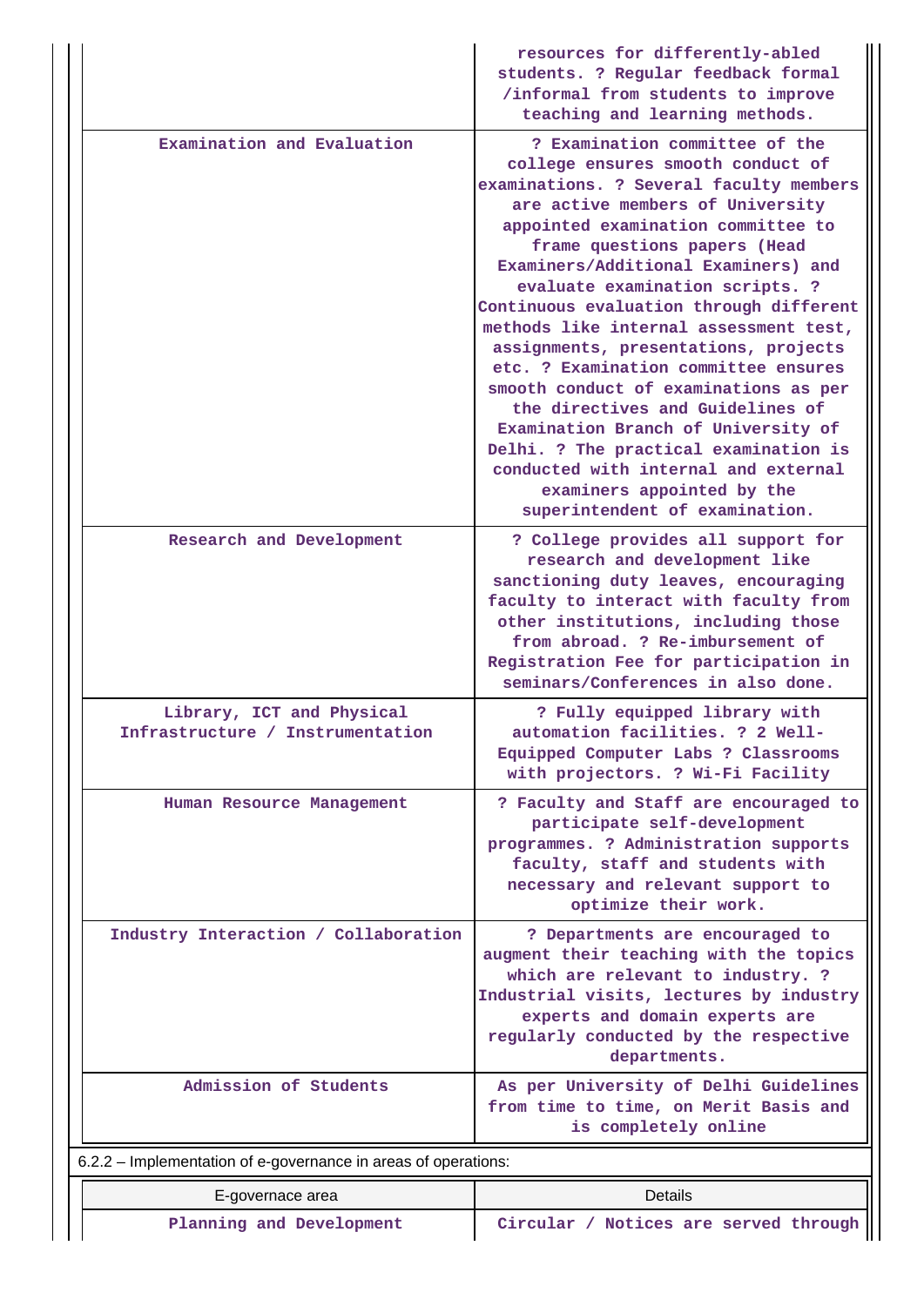| | |
|---|---|
| | resources for differently-abled students. ? Regular feedback formal /informal from students to improve teaching and learning methods. |
| Examination and Evaluation | ? Examination committee of the college ensures smooth conduct of examinations. ? Several faculty members are active members of University appointed examination committee to frame questions papers (Head Examiners/Additional Examiners) and evaluate examination scripts. ? Continuous evaluation through different methods like internal assessment test, assignments, presentations, projects etc. ? Examination committee ensures smooth conduct of examinations as per the directives and Guidelines of Examination Branch of University of Delhi. ? The practical examination is conducted with internal and external examiners appointed by the superintendent of examination. |
| Research and Development | ? College provides all support for research and development like sanctioning duty leaves, encouraging faculty to interact with faculty from other institutions, including those from abroad. ? Re-imbursement of Registration Fee for participation in seminars/Conferences in also done. |
| Library, ICT and Physical Infrastructure / Instrumentation | ? Fully equipped library with automation facilities. ? 2 Well-Equipped Computer Labs ? Classrooms with projectors. ? Wi-Fi Facility |
| Human Resource Management | ? Faculty and Staff are encouraged to participate self-development programmes. ? Administration supports faculty, staff and students with necessary and relevant support to optimize their work. |
| Industry Interaction / Collaboration | ? Departments are encouraged to augment their teaching with the topics which are relevant to industry. ? Industrial visits, lectures by industry experts and domain experts are regularly conducted by the respective departments. |
| Admission of Students | As per University of Delhi Guidelines from time to time, on Merit Basis and is completely online |

6.2.2 – Implementation of e-governance in areas of operations:

| E-governace area | Details |
|---|---|
| Planning and Development | Circular / Notices are served through |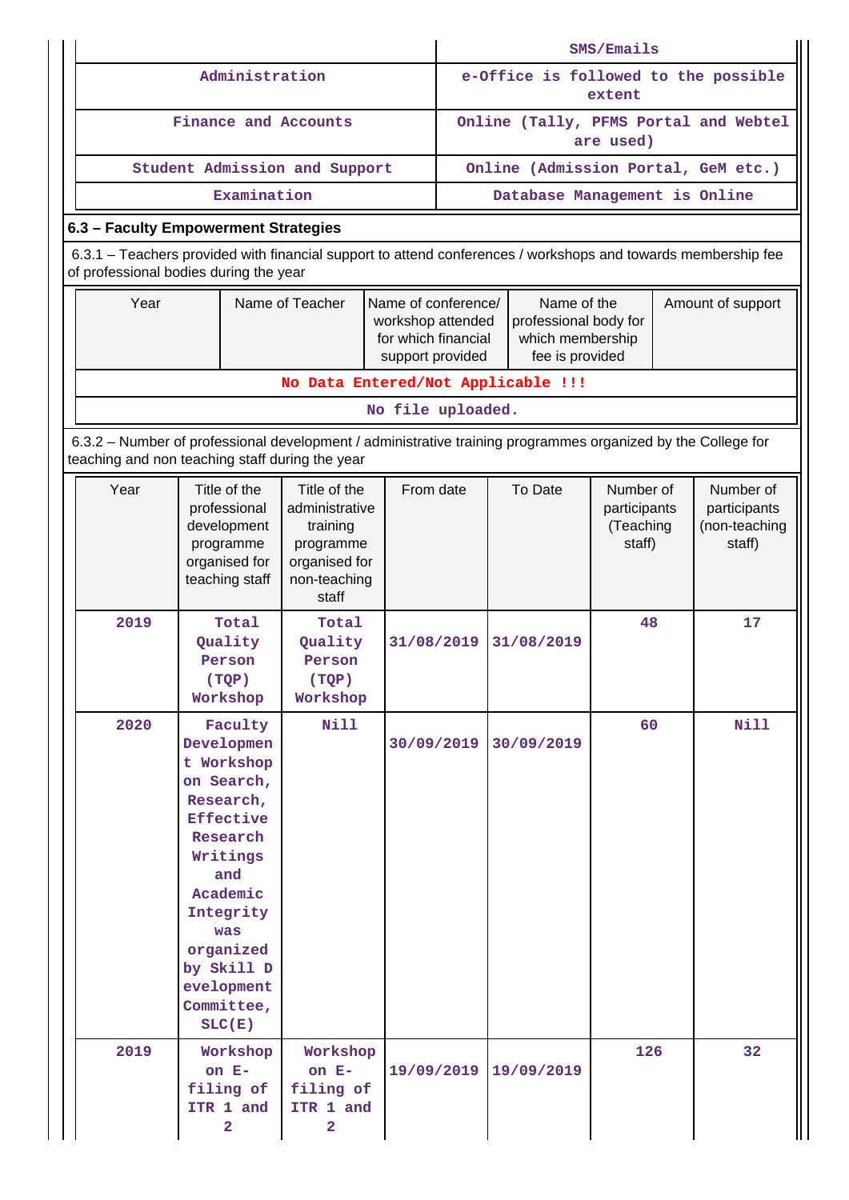| | SMS/Emails |
|---|---|
| Administration | e-Office is followed to the possible extent |
| Finance and Accounts | Online (Tally, PFMS Portal and Webtel are used) |
| Student Admission and Support | Online (Admission Portal, GeM etc.) |
| Examination | Database Management is Online |

### 6.3 – Faculty Empowerment Strategies

6.3.1 – Teachers provided with financial support to attend conferences / workshops and towards membership fee of professional bodies during the year

| Year | Name of Teacher | Name of conference/ workshop attended for which financial support provided | Name of the professional body for which membership fee is provided | Amount of support |
|---|---|---|---|---|
| No Data Entered/Not Applicable !!! | | | | |
| No file uploaded. | | | | |

6.3.2 – Number of professional development / administrative training programmes organized by the College for teaching and non teaching staff during the year

| Year | Title of the professional development programme organised for teaching staff | Title of the administrative training programme organised for non-teaching staff | From date | To Date | Number of participants (Teaching staff) | Number of participants (non-teaching staff) |
|---|---|---|---|---|---|---|
| 2019 | Total Quality Person (TQP) Workshop | Total Quality Person (TQP) Workshop | 31/08/2019 | 31/08/2019 | 48 | 17 |
| 2020 | Faculty Development Workshop on Search, Research, Effective Research Writings and Academic Integrity was organized by Skill Development Committee, SLC(E) | Nill | 30/09/2019 | 30/09/2019 | 60 | Nill |
| 2019 | Workshop on E-filing of ITR 1 and 2 | Workshop on E-filing of ITR 1 and 2 | 19/09/2019 | 19/09/2019 | 126 | 32 |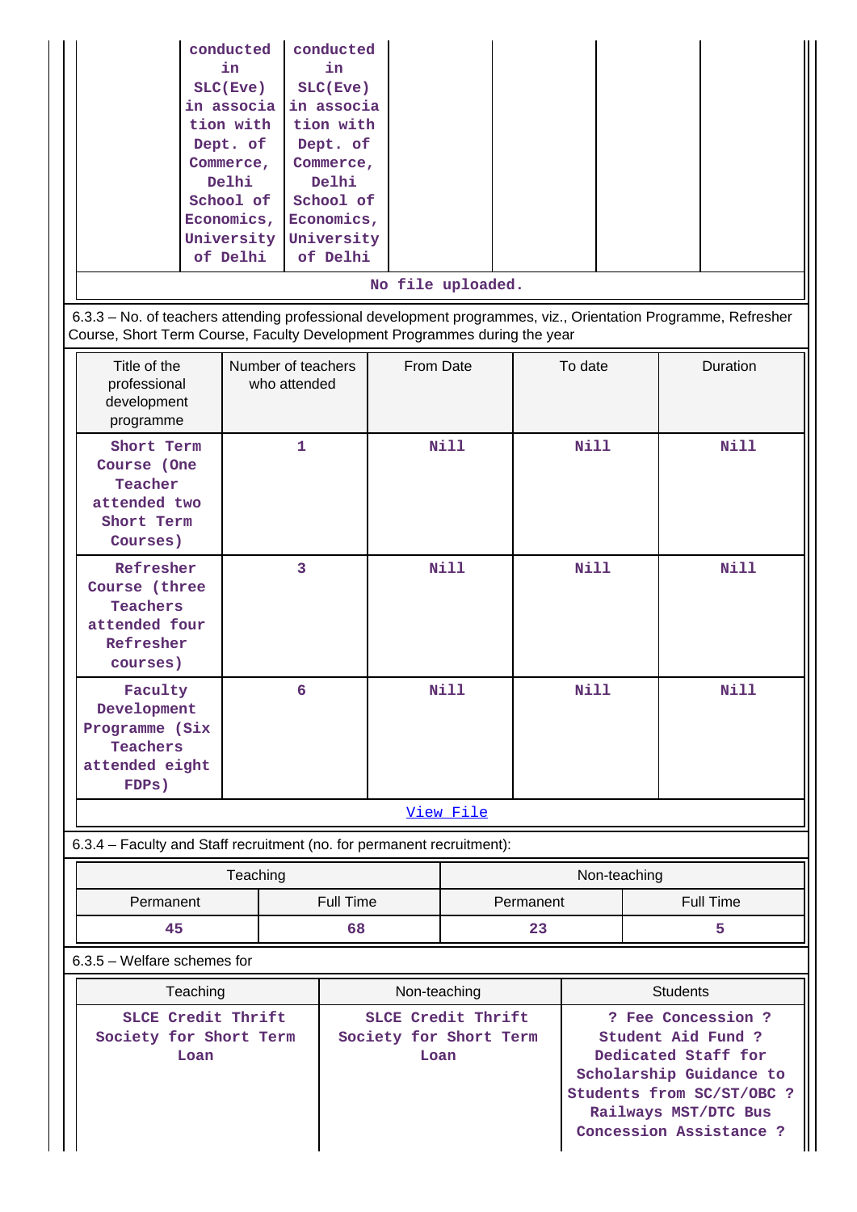| | conducted in SLC(Eve) in association with Dept. of Commerce, Delhi School of Economics, University of Delhi | conducted in SLC(Eve) in association with Dept. of Commerce, Delhi School of Economics, University of Delhi | | | | |
|---|---|---|---|---|---|---|

No file uploaded.

6.3.3 – No. of teachers attending professional development programmes, viz., Orientation Programme, Refresher Course, Short Term Course, Faculty Development Programmes during the year

| Title of the professional development programme | Number of teachers who attended | From Date | To date | Duration |
|---|---|---|---|---|
| Short Term Course (One Teacher attended two Short Term Courses) | 1 | Nill | Nill | Nill |
| Refresher Course (three Teachers attended four Refresher courses) | 3 | Nill | Nill | Nill |
| Faculty Development Programme (Six Teachers attended eight FDPs) | 6 | Nill | Nill | Nill |

View File

6.3.4 – Faculty and Staff recruitment (no. for permanent recruitment):

| Teaching | | Non-teaching | |
|---|---|---|---|
| Permanent | Full Time | Permanent | Full Time |
| 45 | 68 | 23 | 5 |

6.3.5 – Welfare schemes for

| Teaching | Non-teaching | Students |
|---|---|---|
| SLCE Credit Thrift Society for Short Term Loan | SLCE Credit Thrift Society for Short Term Loan | ? Fee Concession ? Student Aid Fund ? Dedicated Staff for Scholarship Guidance to Students from SC/ST/OBC ? Railways MST/DTC Bus Concession Assistance ? |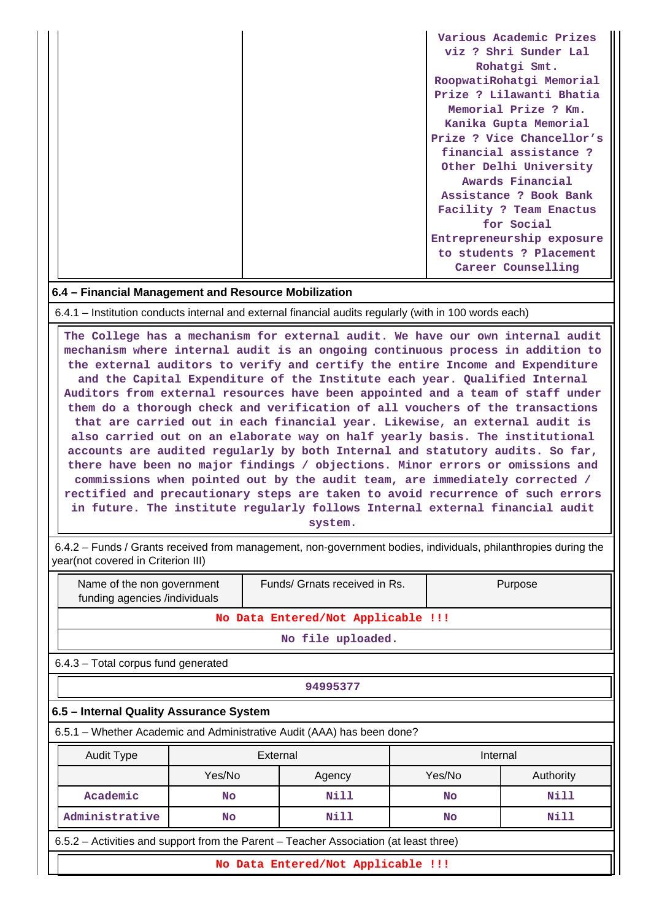| | | Various Academic Prizes viz ? Shri Sunder Lal Rohatgi Smt. RoopwatiRohatgi Memorial Prize ? Lilawanti Bhatia Memorial Prize ? Km. Kanika Gupta Memorial Prize ? Vice Chancellor's financial assistance ? Other Delhi University Awards Financial Assistance ? Book Bank Facility ? Team Enactus for Social Entrepreneurship exposure to students ? Placement Career Counselling |
|---|---|---|

**6.4 – Financial Management and Resource Mobilization**

6.4.1 – Institution conducts internal and external financial audits regularly (with in 100 words each)

The College has a mechanism for external audit. We have our own internal audit mechanism where internal audit is an ongoing continuous process in addition to the external auditors to verify and certify the entire Income and Expenditure and the Capital Expenditure of the Institute each year. Qualified Internal Auditors from external resources have been appointed and a team of staff under them do a thorough check and verification of all vouchers of the transactions that are carried out in each financial year. Likewise, an external audit is also carried out on an elaborate way on half yearly basis. The institutional accounts are audited regularly by both Internal and statutory audits. So far, there have been no major findings / objections. Minor errors or omissions and commissions when pointed out by the audit team, are immediately corrected / rectified and precautionary steps are taken to avoid recurrence of such errors in future. The institute regularly follows Internal external financial audit system.

6.4.2 – Funds / Grants received from management, non-government bodies, individuals, philanthropies during the year(not covered in Criterion III)

| Name of the non government funding agencies /individuals | Funds/ Grnats received in Rs. | Purpose |
|---|---|---|
| No Data Entered/Not Applicable !!! | | |
| No file uploaded. | | |

6.4.3 – Total corpus fund generated

94995377

**6.5 – Internal Quality Assurance System**

6.5.1 – Whether Academic and Administrative Audit (AAA) has been done?

| Audit Type | External | | Internal | |
|---|---|---|---|---|
| | Yes/No | Agency | Yes/No | Authority |
| Academic | No | Nill | No | Nill |
| Administrative | No | Nill | No | Nill |

6.5.2 – Activities and support from the Parent – Teacher Association (at least three)

No Data Entered/Not Applicable !!!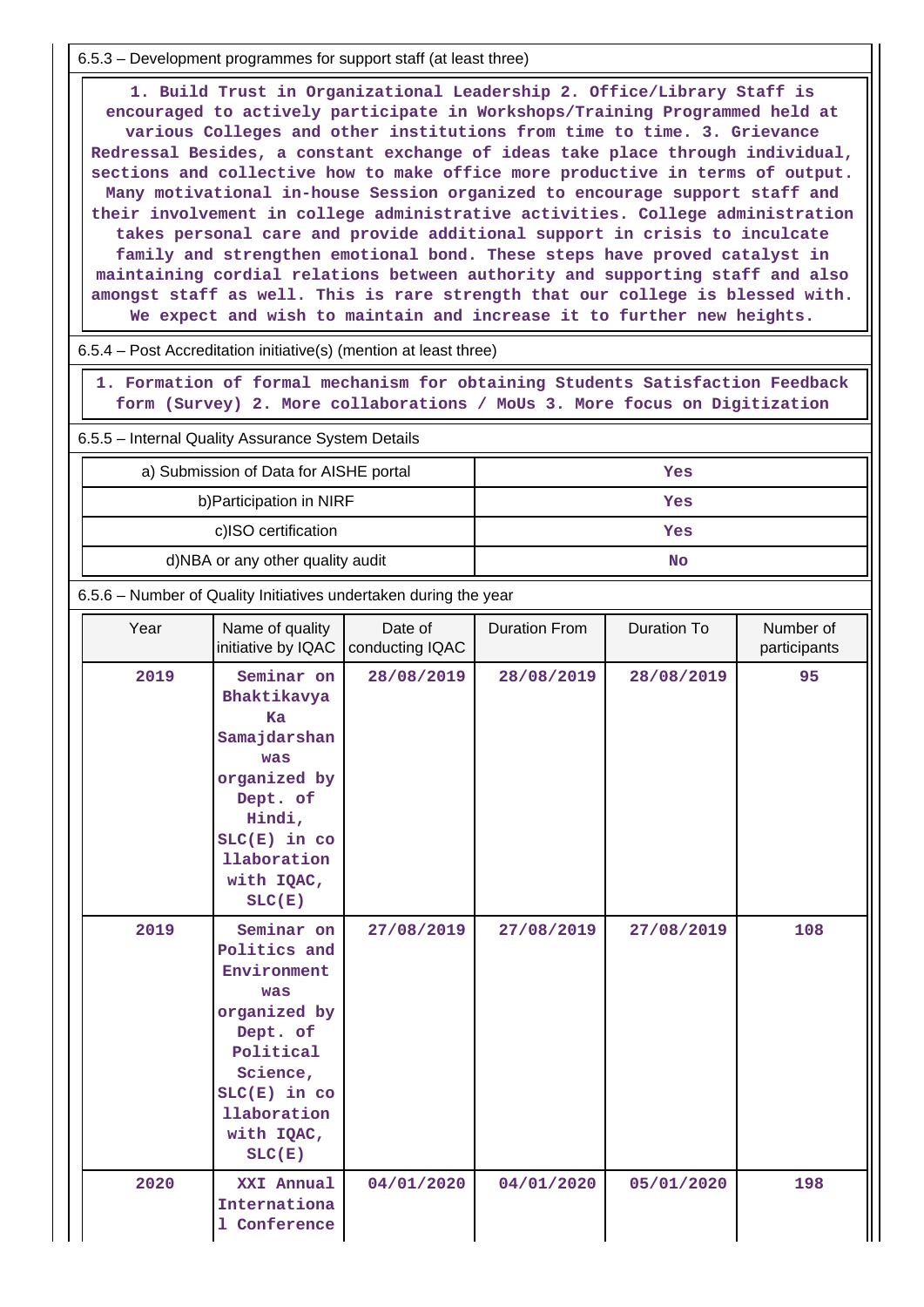6.5.3 – Development programmes for support staff (at least three)

1. Build Trust in Organizational Leadership 2. Office/Library Staff is encouraged to actively participate in Workshops/Training Programmed held at various Colleges and other institutions from time to time. 3. Grievance Redressal Besides, a constant exchange of ideas take place through individual, sections and collective how to make office more productive in terms of output. Many motivational in-house Session organized to encourage support staff and their involvement in college administrative activities. College administration takes personal care and provide additional support in crisis to inculcate family and strengthen emotional bond. These steps have proved catalyst in maintaining cordial relations between authority and supporting staff and also amongst staff as well. This is rare strength that our college is blessed with. We expect and wish to maintain and increase it to further new heights.

6.5.4 – Post Accreditation initiative(s) (mention at least three)

1. Formation of formal mechanism for obtaining Students Satisfaction Feedback form (Survey) 2. More collaborations / MoUs 3. More focus on Digitization

6.5.5 – Internal Quality Assurance System Details

| | |
|---|---|
| a) Submission of Data for AISHE portal | Yes |
| b)Participation in NIRF | Yes |
| c)ISO certification | Yes |
| d)NBA or any other quality audit | No |

6.5.6 – Number of Quality Initiatives undertaken during the year

| Year | Name of quality initiative by IQAC | Date of conducting IQAC | Duration From | Duration To | Number of participants |
|---|---|---|---|---|---|
| 2019 | Seminar on Bhaktikavya Ka Samajdarshan was organized by Dept. of Hindi, SLC(E) in collaboration with IQAC, SLC(E) | 28/08/2019 | 28/08/2019 | 28/08/2019 | 95 |
| 2019 | Seminar on Politics and Environment was organized by Dept. of Political Science, SLC(E) in collaboration with IQAC, SLC(E) | 27/08/2019 | 27/08/2019 | 27/08/2019 | 108 |
| 2020 | XXI Annual International Conference | 04/01/2020 | 04/01/2020 | 05/01/2020 | 198 |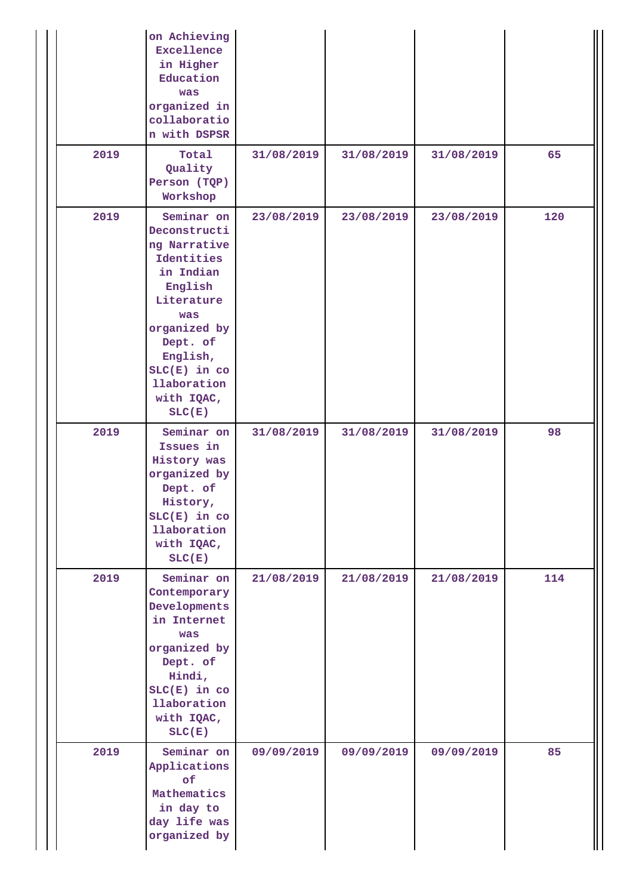| | | | | | |
|---|---|---|---|---|---|
| | on Achieving Excellence in Higher Education was organized in collaboration with DSPSR | | | | |
| 2019 | Total Quality Person (TQP) Workshop | 31/08/2019 | 31/08/2019 | 31/08/2019 | 65 |
| 2019 | Seminar on Deconstructing Narrative Identities in Indian English Literature was organized by Dept. of English, SLC(E) in collaboration with IQAC, SLC(E) | 23/08/2019 | 23/08/2019 | 23/08/2019 | 120 |
| 2019 | Seminar on Issues in History was organized by Dept. of History, SLC(E) in collaboration with IQAC, SLC(E) | 31/08/2019 | 31/08/2019 | 31/08/2019 | 98 |
| 2019 | Seminar on Contemporary Developments in Internet was organized by Dept. of Hindi, SLC(E) in collaboration with IQAC, SLC(E) | 21/08/2019 | 21/08/2019 | 21/08/2019 | 114 |
| 2019 | Seminar on Applications of Mathematics in day to day life was organized by | 09/09/2019 | 09/09/2019 | 09/09/2019 | 85 |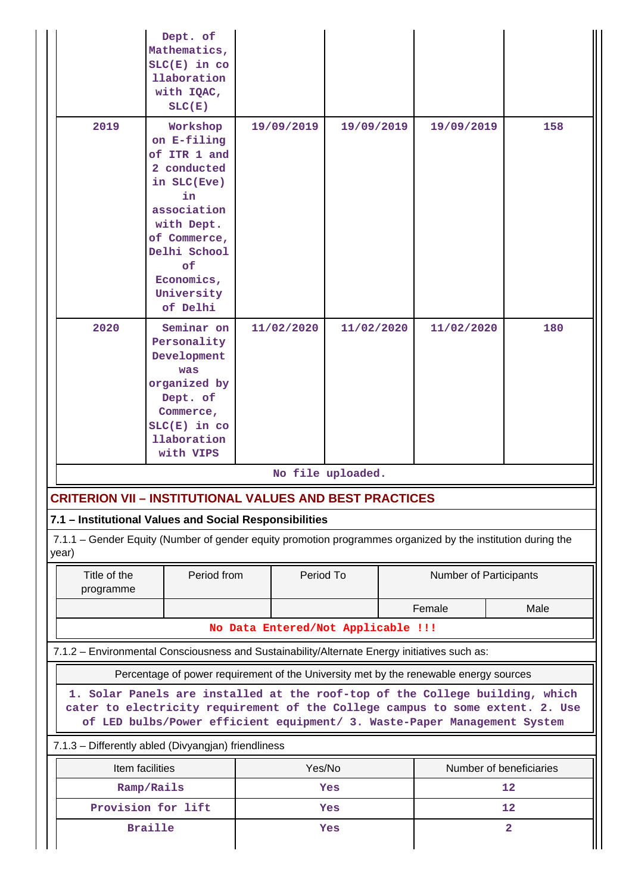| | Dept. of Mathematics, SLC(E) in collaboration with IQAC, SLC(E) | | | | |
|---|---|---|---|---|---|
| 2019 | Workshop on E-filing of ITR 1 and 2 conducted in SLC(Eve) in association with Dept. of Commerce, Delhi School of Economics, University of Delhi | 19/09/2019 | 19/09/2019 | 19/09/2019 | 158 |
| 2020 | Seminar on Personality Development was organized by Dept. of Commerce, SLC(E) in collaboration with VIPS | 11/02/2020 | 11/02/2020 | 11/02/2020 | 180 |

No file uploaded.

## CRITERION VII – INSTITUTIONAL VALUES AND BEST PRACTICES

### 7.1 – Institutional Values and Social Responsibilities

7.1.1 – Gender Equity (Number of gender equity promotion programmes organized by the institution during the year)

| Title of the programme | Period from | Period To | Number of Participants | |
|---|---|---|---|---|
| | | | Female | Male |
| No Data Entered/Not Applicable !!! | | | | |

7.1.2 – Environmental Consciousness and Sustainability/Alternate Energy initiatives such as:

| Percentage of power requirement of the University met by the renewable energy sources |
|---|
| 1. Solar Panels are installed at the roof-top of the College building, which cater to electricity requirement of the College campus to some extent. 2. Use of LED bulbs/Power efficient equipment/ 3. Waste-Paper Management System |

7.1.3 – Differently abled (Divyangjan) friendliness

| Item facilities | Yes/No | Number of beneficiaries |
|---|---|---|
| Ramp/Rails | Yes | 12 |
| Provision for lift | Yes | 12 |
| Braille | Yes | 2 |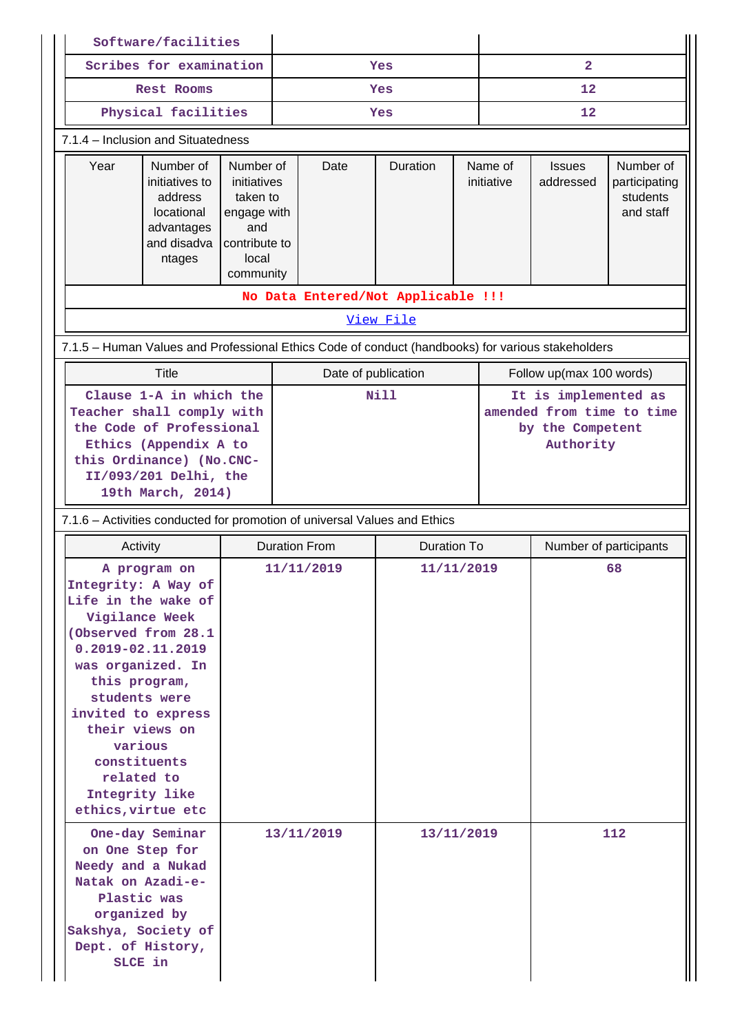| Software/facilities | | |
|---|---|---|
| Scribes for examination | Yes | 2 |
| Rest Rooms | Yes | 12 |
| Physical facilities | Yes | 12 |

7.1.4 – Inclusion and Situatedness

| Year | Number of initiatives to address locational advantages and disadvantages | Number of initiatives taken to engage with and contribute to local community | Date | Duration | Name of initiative | Issues addressed | Number of participating students and staff |
|---|---|---|---|---|---|---|---|
| No Data Entered/Not Applicable !!! | | | | | | | |

View File

7.1.5 – Human Values and Professional Ethics Code of conduct (handbooks) for various stakeholders

| Title | Date of publication | Follow up(max 100 words) |
|---|---|---|
| Clause 1-A in which the Teacher shall comply with the Code of Professional Ethics (Appendix A to this Ordinance) (No.CNC-II/093/201 Delhi, the 19th March, 2014) | Nill | It is implemented as amended from time to time by the Competent Authority |

7.1.6 – Activities conducted for promotion of universal Values and Ethics

| Activity | Duration From | Duration To | Number of participants |
|---|---|---|---|
| A program on Integrity: A Way of Life in the wake of Vigilance Week (Observed from 28.10.2019-02.11.2019 was organized. In this program, students were invited to express their views on various constituents related to Integrity like ethics,virtue etc | 11/11/2019 | 11/11/2019 | 68 |
| One-day Seminar on One Step for Needy and a Nukad Natak on Azadi-e-Plastic was organized by Sakshya, Society of Dept. of History, SLCE in | 13/11/2019 | 13/11/2019 | 112 |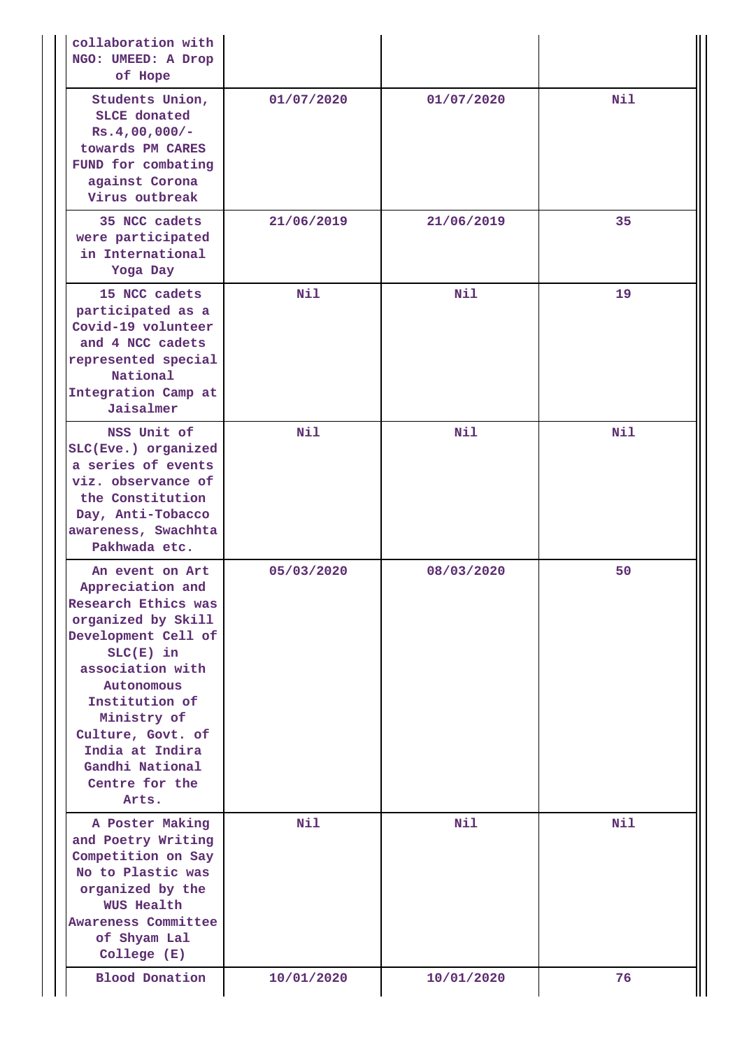| | | | |
|---|---|---|---|
| collaboration with NGO: UMEED: A Drop of Hope | | | |
| Students Union, SLCE donated Rs.4,00,000/- towards PM CARES FUND for combating against Corona Virus outbreak | 01/07/2020 | 01/07/2020 | Nil |
| 35 NCC cadets were participated in International Yoga Day | 21/06/2019 | 21/06/2019 | 35 |
| 15 NCC cadets participated as a Covid-19 volunteer and 4 NCC cadets represented special National Integration Camp at Jaisalmer | Nil | Nil | 19 |
| NSS Unit of SLC(Eve.) organized a series of events viz. observance of the Constitution Day, Anti-Tobacco awareness, Swachhta Pakhwada etc. | Nil | Nil | Nil |
| An event on Art Appreciation and Research Ethics was organized by Skill Development Cell of SLC(E) in association with Autonomous Institution of Ministry of Culture, Govt. of India at Indira Gandhi National Centre for the Arts. | 05/03/2020 | 08/03/2020 | 50 |
| A Poster Making and Poetry Writing Competition on Say No to Plastic was organized by the WUS Health Awareness Committee of Shyam Lal College (E) | Nil | Nil | Nil |
| Blood Donation | 10/01/2020 | 10/01/2020 | 76 |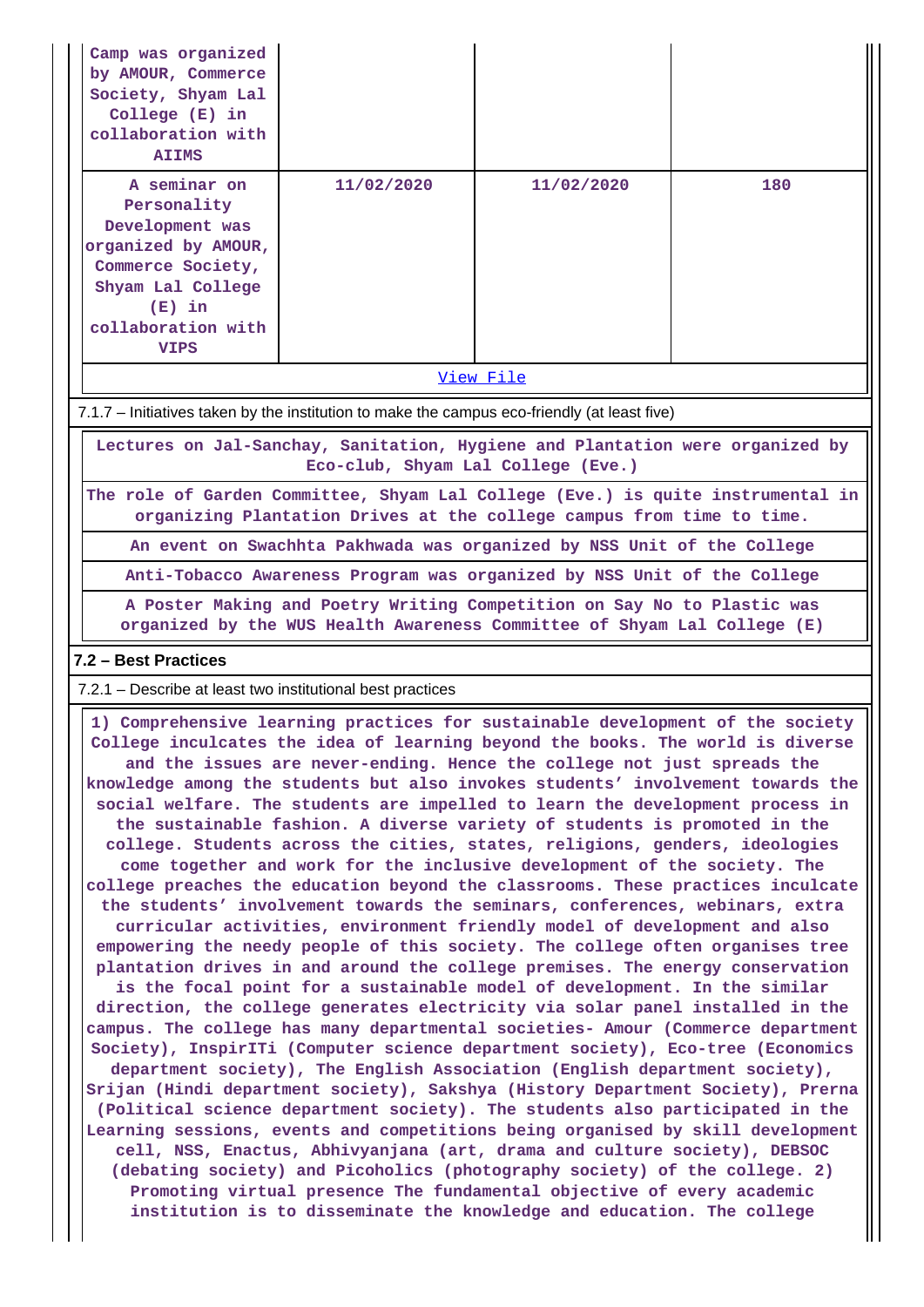| | | | |
|---|---|---|---|
| Camp was organized by AMOUR, Commerce Society, Shyam Lal College (E) in collaboration with AIIMS | | | |
| A seminar on Personality Development was organized by AMOUR, Commerce Society, Shyam Lal College (E) in collaboration with VIPS | 11/02/2020 | 11/02/2020 | 180 |

View File

7.1.7 – Initiatives taken by the institution to make the campus eco-friendly (at least five)

| |
|---|
| Lectures on Jal-Sanchay, Sanitation, Hygiene and Plantation were organized by Eco-club, Shyam Lal College (Eve.) |
| The role of Garden Committee, Shyam Lal College (Eve.) is quite instrumental in organizing Plantation Drives at the college campus from time to time. |
| An event on Swachhta Pakhwada was organized by NSS Unit of the College |
| Anti-Tobacco Awareness Program was organized by NSS Unit of the College |
| A Poster Making and Poetry Writing Competition on Say No to Plastic was organized by the WUS Health Awareness Committee of Shyam Lal College (E) |

**7.2 – Best Practices**

7.2.1 – Describe at least two institutional best practices

1) Comprehensive learning practices for sustainable development of the society College inculcates the idea of learning beyond the books. The world is diverse and the issues are never-ending. Hence the college not just spreads the knowledge among the students but also invokes students' involvement towards the social welfare. The students are impelled to learn the development process in the sustainable fashion. A diverse variety of students is promoted in the college. Students across the cities, states, religions, genders, ideologies come together and work for the inclusive development of the society. The college preaches the education beyond the classrooms. These practices inculcate the students' involvement towards the seminars, conferences, webinars, extra curricular activities, environment friendly model of development and also empowering the needy people of this society. The college often organises tree plantation drives in and around the college premises. The energy conservation is the focal point for a sustainable model of development. In the similar direction, the college generates electricity via solar panel installed in the campus. The college has many departmental societies- Amour (Commerce department Society), InspirITi (Computer science department society), Eco-tree (Economics department society), The English Association (English department society), Srijan (Hindi department society), Sakshya (History Department Society), Prerna (Political science department society). The students also participated in the Learning sessions, events and competitions being organised by skill development cell, NSS, Enactus, Abhivyanjana (art, drama and culture society), DEBSOC (debating society) and Picoholics (photography society) of the college. 2) Promoting virtual presence The fundamental objective of every academic institution is to disseminate the knowledge and education. The college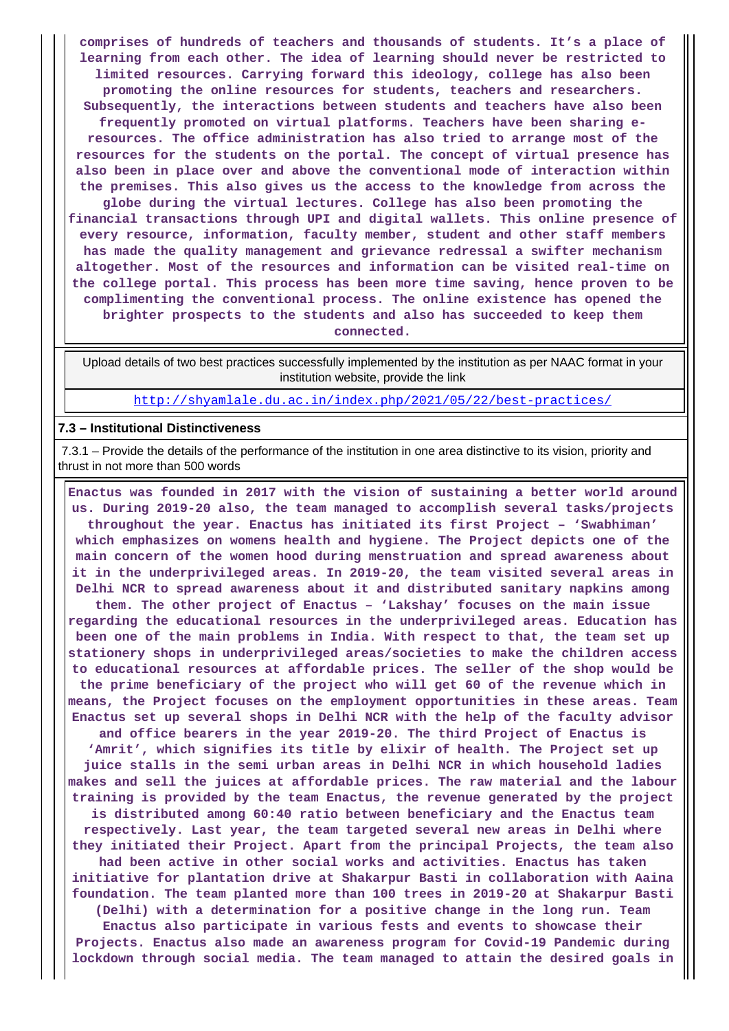**comprises of hundreds of teachers and thousands of students. It's a place of learning from each other. The idea of learning should never be restricted to limited resources. Carrying forward this ideology, college has also been promoting the online resources for students, teachers and researchers. Subsequently, the interactions between students and teachers have also been frequently promoted on virtual platforms. Teachers have been sharing e-resources. The office administration has also tried to arrange most of the resources for the students on the portal. The concept of virtual presence has also been in place over and above the conventional mode of interaction within the premises. This also gives us the access to the knowledge from across the globe during the virtual lectures. College has also been promoting the financial transactions through UPI and digital wallets. This online presence of every resource, information, faculty member, student and other staff members has made the quality management and grievance redressal a swifter mechanism altogether. Most of the resources and information can be visited real-time on the college portal. This process has been more time saving, hence proven to be complimenting the conventional process. The online existence has opened the brighter prospects to the students and also has succeeded to keep them connected.**

Upload details of two best practices successfully implemented by the institution as per NAAC format in your institution website, provide the link

http://shyamlale.du.ac.in/index.php/2021/05/22/best-practices/

**7.3 – Institutional Distinctiveness**

7.3.1 – Provide the details of the performance of the institution in one area distinctive to its vision, priority and thrust in not more than 500 words

**Enactus was founded in 2017 with the vision of sustaining a better world around us. During 2019-20 also, the team managed to accomplish several tasks/projects throughout the year. Enactus has initiated its first Project – 'Swabhiman' which emphasizes on womens health and hygiene. The Project depicts one of the main concern of the women hood during menstruation and spread awareness about it in the underprivileged areas. In 2019-20, the team visited several areas in Delhi NCR to spread awareness about it and distributed sanitary napkins among them. The other project of Enactus – 'Lakshay' focuses on the main issue regarding the educational resources in the underprivileged areas. Education has been one of the main problems in India. With respect to that, the team set up stationery shops in underprivileged areas/societies to make the children access to educational resources at affordable prices. The seller of the shop would be the prime beneficiary of the project who will get 60 of the revenue which in means, the Project focuses on the employment opportunities in these areas. Team Enactus set up several shops in Delhi NCR with the help of the faculty advisor and office bearers in the year 2019-20. The third Project of Enactus is 'Amrit', which signifies its title by elixir of health. The Project set up juice stalls in the semi urban areas in Delhi NCR in which household ladies makes and sell the juices at affordable prices. The raw material and the labour training is provided by the team Enactus, the revenue generated by the project is distributed among 60:40 ratio between beneficiary and the Enactus team respectively. Last year, the team targeted several new areas in Delhi where they initiated their Project. Apart from the principal Projects, the team also had been active in other social works and activities. Enactus has taken initiative for plantation drive at Shakarpur Basti in collaboration with Aaina foundation. The team planted more than 100 trees in 2019-20 at Shakarpur Basti (Delhi) with a determination for a positive change in the long run. Team Enactus also participate in various fests and events to showcase their Projects. Enactus also made an awareness program for Covid-19 Pandemic during lockdown through social media. The team managed to attain the desired goals in**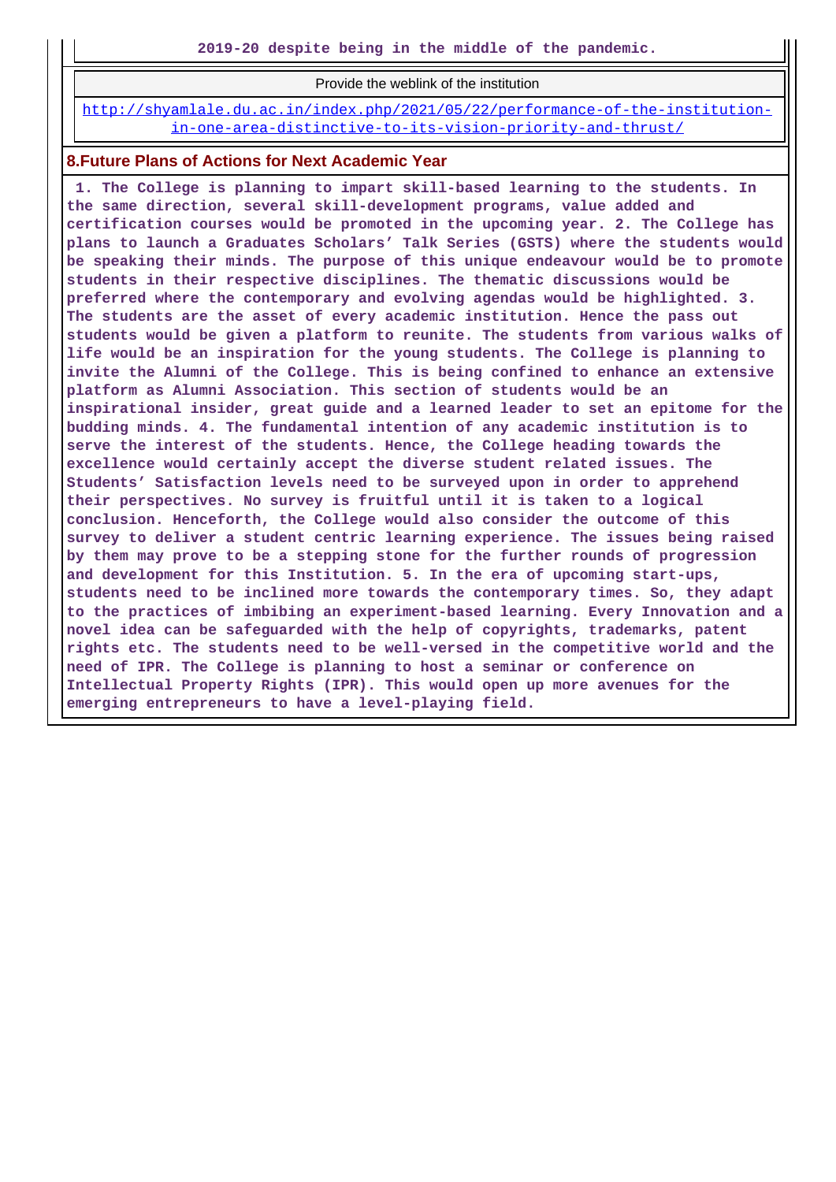2019-20 despite being in the middle of the pandemic.

Provide the weblink of the institution

http://shyamlale.du.ac.in/index.php/2021/05/22/performance-of-the-institution-in-one-area-distinctive-to-its-vision-priority-and-thrust/

## 8.Future Plans of Actions for Next Academic Year

1. The College is planning to impart skill-based learning to the students. In the same direction, several skill-development programs, value added and certification courses would be promoted in the upcoming year. 2. The College has plans to launch a Graduates Scholars' Talk Series (GSTS) where the students would be speaking their minds. The purpose of this unique endeavour would be to promote students in their respective disciplines. The thematic discussions would be preferred where the contemporary and evolving agendas would be highlighted. 3. The students are the asset of every academic institution. Hence the pass out students would be given a platform to reunite. The students from various walks of life would be an inspiration for the young students. The College is planning to invite the Alumni of the College. This is being confined to enhance an extensive platform as Alumni Association. This section of students would be an inspirational insider, great guide and a learned leader to set an epitome for the budding minds. 4. The fundamental intention of any academic institution is to serve the interest of the students. Hence, the College heading towards the excellence would certainly accept the diverse student related issues. The Students' Satisfaction levels need to be surveyed upon in order to apprehend their perspectives. No survey is fruitful until it is taken to a logical conclusion. Henceforth, the College would also consider the outcome of this survey to deliver a student centric learning experience. The issues being raised by them may prove to be a stepping stone for the further rounds of progression and development for this Institution. 5. In the era of upcoming start-ups, students need to be inclined more towards the contemporary times. So, they adapt to the practices of imbibing an experiment-based learning. Every Innovation and a novel idea can be safeguarded with the help of copyrights, trademarks, patent rights etc. The students need to be well-versed in the competitive world and the need of IPR. The College is planning to host a seminar or conference on Intellectual Property Rights (IPR). This would open up more avenues for the emerging entrepreneurs to have a level-playing field.